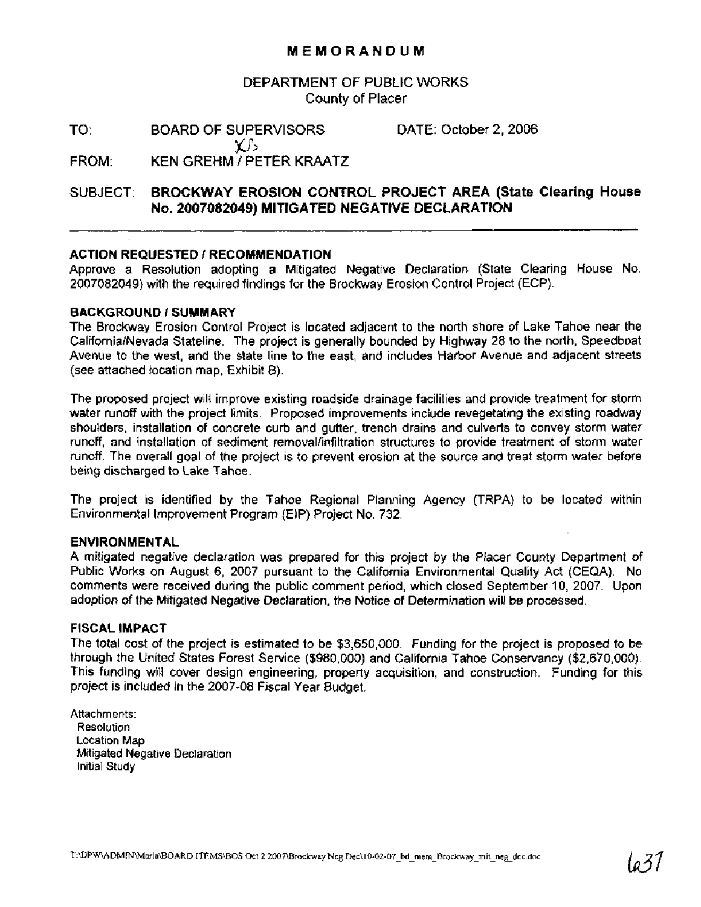# MEMORANDUM

DEPARTMENT OF PUBLIC WORKS
County of Placer

TO: BOARD OF SUPERVISORS DATE: October 2, 2006

FROM: KEN GREHM / PETER KRAATZ

SUBJECT: **BROCKWAY EROSION CONTROL PROJECT AREA (State Clearing House No. 2007082049) MITIGATED NEGATIVE DECLARATION**

---

### ACTION REQUESTED / RECOMMENDATION

Approve a Resolution adopting a Mitigated Negative Declaration (State Clearing House No. 2007082049) with the required findings for the Brockway Erosion Control Project (ECP).

### BACKGROUND / SUMMARY

The Brockway Erosion Control Project is located adjacent to the north shore of Lake Tahoe near the California/Nevada Stateline. The project is generally bounded by Highway 28 to the north, Speedboat Avenue to the west, and the state line to the east, and includes Harbor Avenue and adjacent streets (see attached location map, Exhibit B).

The proposed project will improve existing roadside drainage facilities and provide treatment for storm water runoff with the project limits. Proposed improvements include revegetating the existing roadway shoulders, installation of concrete curb and gutter, trench drains and culverts to convey storm water runoff, and installation of sediment removal/infiltration structures to provide treatment of storm water runoff. The overall goal of the project is to prevent erosion at the source and treat storm water before being discharged to Lake Tahoe.

The project is identified by the Tahoe Regional Planning Agency (TRPA) to be located within Environmental Improvement Program (EIP) Project No. 732.

### ENVIRONMENTAL

A mitigated negative declaration was prepared for this project by the Placer County Department of Public Works on August 6, 2007 pursuant to the California Environmental Quality Act (CEQA). No comments were received during the public comment period, which closed September 10, 2007. Upon adoption of the Mitigated Negative Declaration, the Notice of Determination will be processed.

### FISCAL IMPACT

The total cost of the project is estimated to be $3,650,000. Funding for the project is proposed to be through the United States Forest Service ($980,000) and California Tahoe Conservancy ($2,670,000). This funding will cover design engineering, property acquisition, and construction. Funding for this project is included in the 2007-08 Fiscal Year Budget.

Attachments:
- Resolution
- Location Map
- Mitigated Negative Declaration
- Initial Study

T:\DPW\ADMIN\Marla\BOARD ITEMS\BOS Oct 2 2007\Brockway Neg Dec\10-02-07_bd_mem_Brockway_mit_neg_dec.doc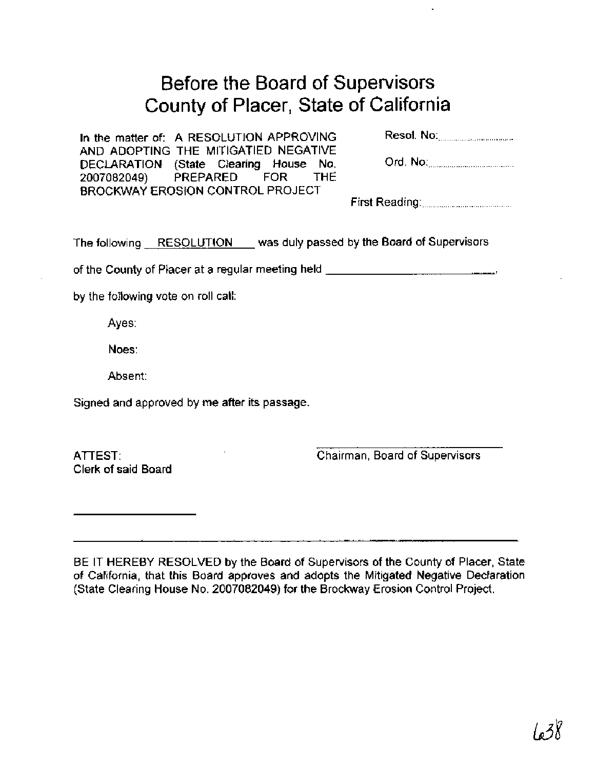# Before the Board of Supervisors
# County of Placer, State of California

In the matter of: A RESOLUTION APPROVING AND ADOPTING THE MITIGATIED NEGATIVE DECLARATION (State Clearing House No. 2007082049) PREPARED FOR THE BROCKWAY EROSION CONTROL PROJECT

Resol. No:..............................

Ord. No:..............................

First Reading:..............................

The following RESOLUTION was duly passed by the Board of Supervisors

of the County of Placer at a regular meeting held ______________________________,

by the following vote on roll call:

Ayes:

Noes:

Absent:

Signed and approved by me after its passage.

ATTEST:
Clerk of said Board

______________________________
Chairman, Board of Supervisors

______________________

---

BE IT HEREBY RESOLVED by the Board of Supervisors of the County of Placer, State of California, that this Board approves and adopts the Mitigated Negative Declaration (State Clearing House No. 2007082049) for the Brockway Erosion Control Project.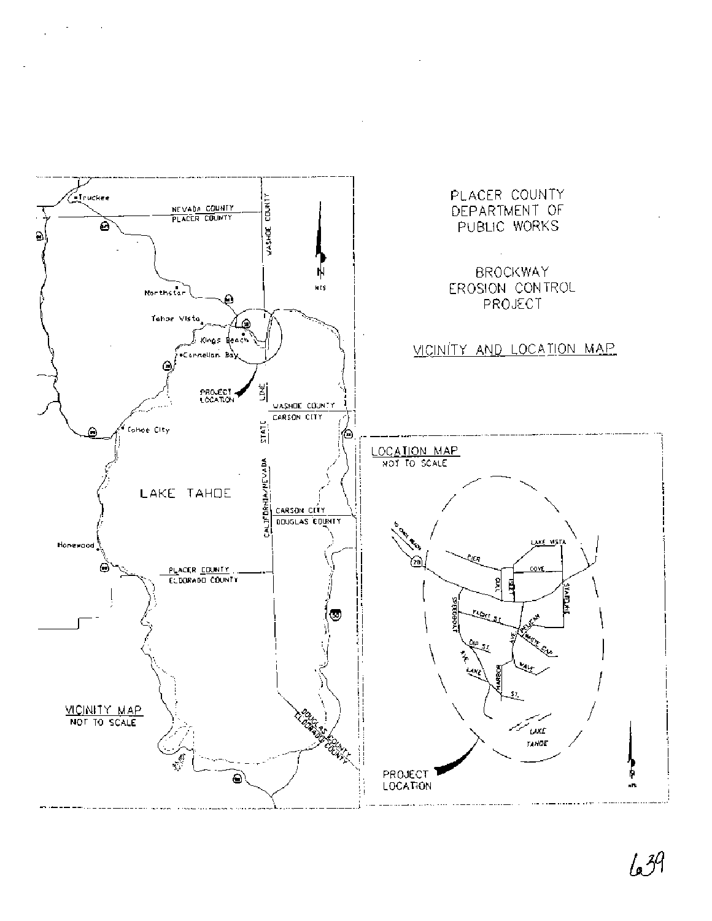# PLACER COUNTY DEPARTMENT OF PUBLIC WORKS

## BROCKWAY EROSION CONTROL PROJECT

### VICINITY AND LOCATION MAP

VICINITY MAP
NOT TO SCALE

Truckee
NEVADA COUNTY
PLACER COUNTY
WASHOE COUNTY
Northstar
Tahoe Vista
Kings Beach
Carnelian Bay
PROJECT LOCATION
WASHOE COUNTY
CARSON CITY
Tahoe City
LAKE TAHOE
CALIFORNIA/NEVADA STATE LINE
CARSON CITY
DOUGLAS COUNTY
Homewood
PLACER COUNTY
EL DORADO COUNTY
DOUGLAS COUNTY
EL DORADO COUNTY
N
NTS

LOCATION MAP
NOT TO SCALE

TO KINGS BEACH
28
PIER
LAKE VISTA
COVE
OAK
LOST
STATELINE
SPEEDBOAT
FLIGHT ST.
PELICAN
WHITE CAP
DIP ST.
AVE.
AVE.
LAKE
HARBOR
WAVE
ST.
LAKE TAHOE
PROJECT LOCATION
N
NTS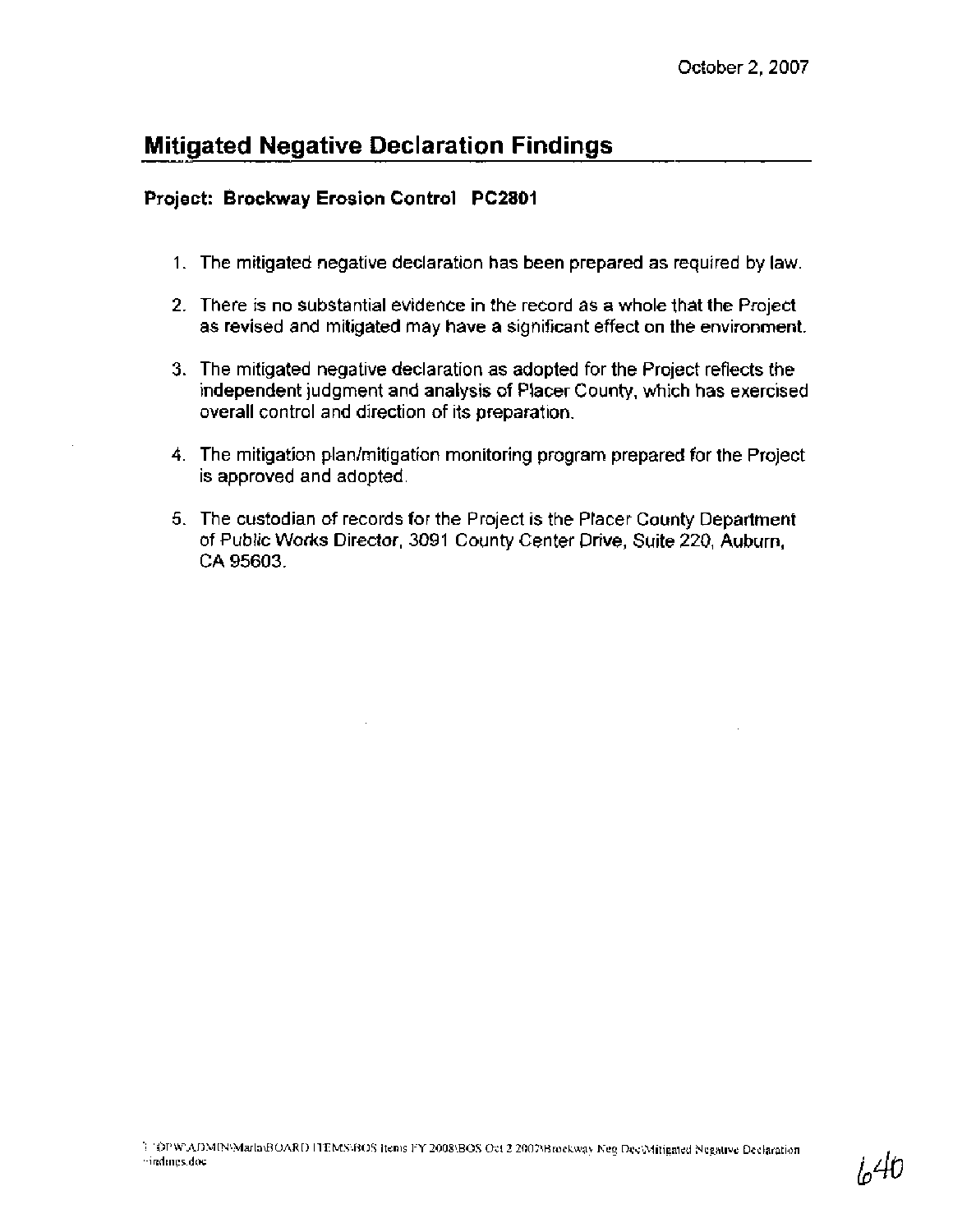October 2, 2007

## Mitigated Negative Declaration Findings

**Project: Brockway Erosion Control PC2801**

1. The mitigated negative declaration has been prepared as required by law.

2. There is no substantial evidence in the record as a whole that the Project as revised and mitigated may have a significant effect on the environment.

3. The mitigated negative declaration as adopted for the Project reflects the independent judgment and analysis of Placer County, which has exercised overall control and direction of its preparation.

4. The mitigation plan/mitigation monitoring program prepared for the Project is approved and adopted.

5. The custodian of records for the Project is the Placer County Department of Public Works Director, 3091 County Center Drive, Suite 220, Auburn, CA 95603.

T:\DPW\ADMIN\Marla\BOARD ITEMS\BOS Items FY 2008\BOS Oct 2 2007\Brockway Neg Dec\Mitigated Negative Declaration Findings.doc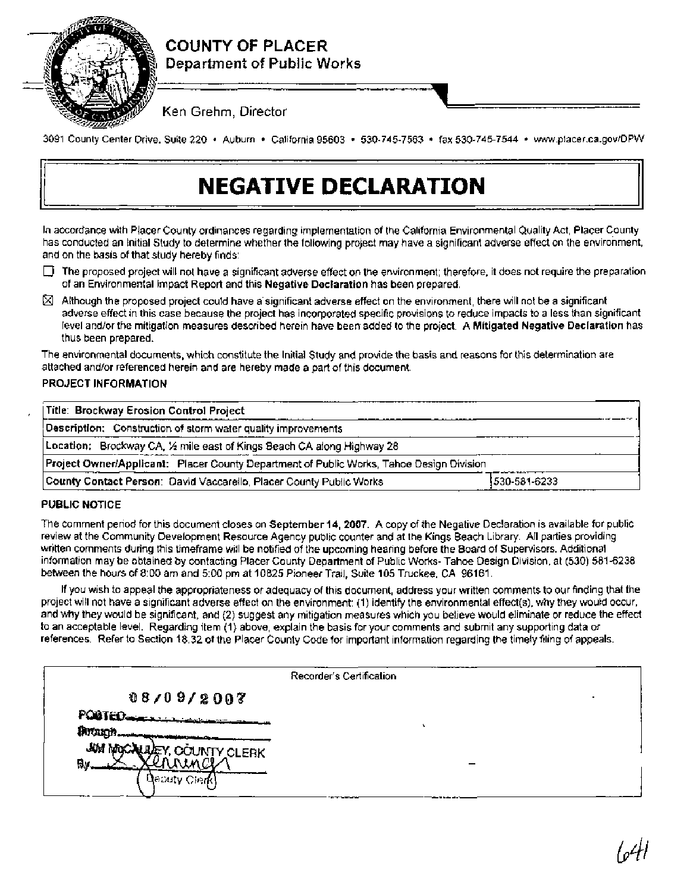**COUNTY OF PLACER**
**Department of Public Works**

Ken Grehm, Director

3091 County Center Drive, Suite 220 • Auburn • California 95603 • 530-745-7563 • fax 530-745-7544 • www.placer.ca.gov/DPW

# NEGATIVE DECLARATION

In accordance with Placer County ordinances regarding implementation of the California Environmental Quality Act, Placer County has conducted an Initial Study to determine whether the following project may have a significant adverse effect on the environment, and on the basis of that study hereby finds:

☐ The proposed project will not have a significant adverse effect on the environment; therefore, it does not require the preparation of an Environmental Impact Report and this **Negative Declaration** has been prepared.

☒ Although the proposed project could have a significant adverse effect on the environment, there will not be a significant adverse effect in this case because the project has incorporated specific provisions to reduce impacts to a less than significant level and/or the mitigation measures described herein have been added to the project. A **Mitigated Negative Declaration** has thus been prepared.

The environmental documents, which constitute the Initial Study and provide the basis and reasons for this determination are attached and/or referenced herein and are hereby made a part of this document.

**PROJECT INFORMATION**

| | |
|---|---|
| **Title: Brockway Erosion Control Project** | |
| **Description:** Construction of storm water quality improvements | |
| **Location:** Brockway CA, ½ mile east of Kings Beach CA along Highway 28 | |
| **Project Owner/Applicant:** Placer County Department of Public Works, Tahoe Design Division | |
| **County Contact Person:** David Vaccarello, Placer County Public Works | 530-581-6233 |

**PUBLIC NOTICE**

The comment period for this document closes on **September 14, 2007**. A copy of the Negative Declaration is available for public review at the Community Development Resource Agency public counter and at the Kings Beach Library. All parties providing written comments during this timeframe will be notified of the upcoming hearing before the Board of Supervisors. Additional information may be obtained by contacting Placer County Department of Public Works- Tahoe Design Division, at (530) 581-6238 between the hours of 8:00 am and 5:00 pm at 10825 Pioneer Trail, Suite 105 Truckee, CA 96161.

If you wish to appeal the appropriateness or adequacy of this document, address your written comments to our finding that the project will not have a significant adverse effect on the environment: (1) identify the environmental effect(s), why they would occur, and why they would be significant, and (2) suggest any mitigation measures which you believe would eliminate or reduce the effect to an acceptable level. Regarding item (1) above, explain the basis for your comments and submit any supporting data or references. Refer to Section 18.32 of the Placer County Code for important information regarding the timely filing of appeals.

Recorder's Certification

08/09/2007

POSTED ____________

through ____________

JIM McCAULEY, COUNTY CLERK

By ____________
Deputy Clerk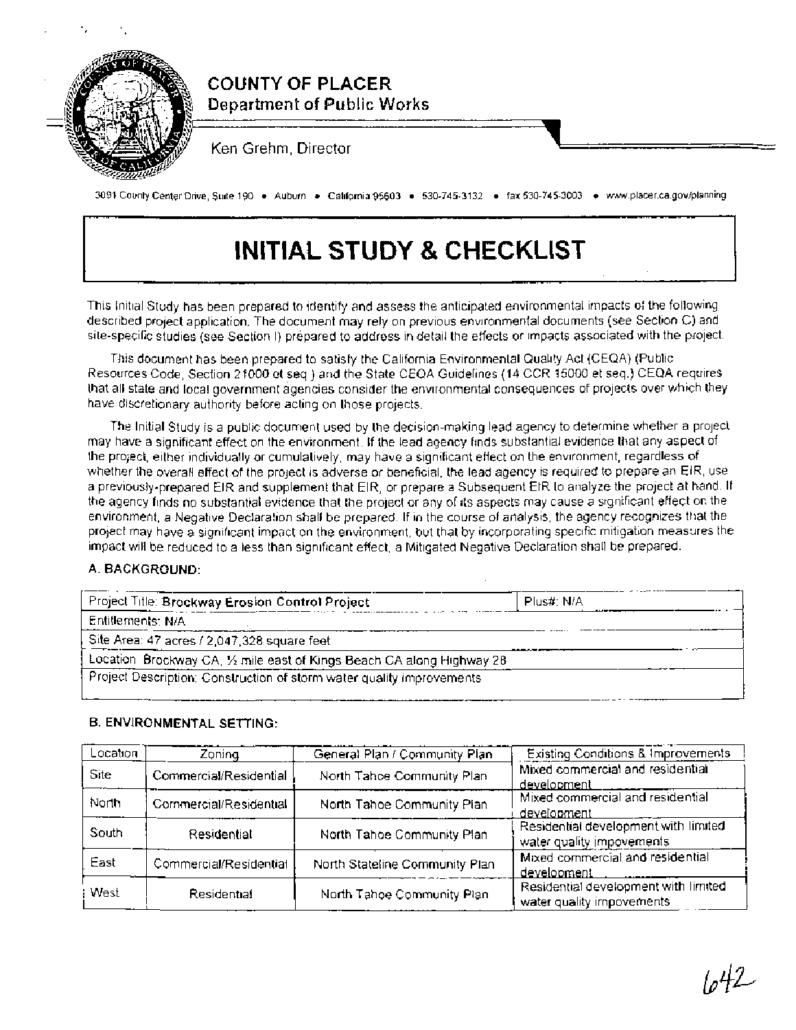# COUNTY OF PLACER

**Department of Public Works**

Ken Grehm, Director

3091 County Center Drive, Suite 190 • Auburn • California 95603 • 530-745-3132 • fax 530-745-3003 • www.placer.ca.gov/planning

# INITIAL STUDY & CHECKLIST

This Initial Study has been prepared to identify and assess the anticipated environmental impacts of the following described project application. The document may rely on previous environmental documents (see Section C) and site-specific studies (see Section I) prepared to address in detail the effects or impacts associated with the project.

This document has been prepared to satisfy the California Environmental Quality Act (CEQA) (Public Resources Code, Section 21000 et seq.) and the State CEQA Guidelines (14 CCR 15000 et seq.) CEQA requires that all state and local government agencies consider the environmental consequences of projects over which they have discretionary authority before acting on those projects.

The Initial Study is a public document used by the decision-making lead agency to determine whether a project may have a significant effect on the environment. If the lead agency finds substantial evidence that any aspect of the project, either individually or cumulatively, may have a significant effect on the environment, regardless of whether the overall effect of the project is adverse or beneficial, the lead agency is required to prepare an EIR, use a previously-prepared EIR and supplement that EIR, or prepare a Subsequent EIR to analyze the project at hand. If the agency finds no substantial evidence that the project or any of its aspects may cause a significant effect on the environment, a Negative Declaration shall be prepared. If in the course of analysis, the agency recognizes that the project may have a significant impact on the environment, but that by incorporating specific mitigation measures the impact will be reduced to a less than significant effect, a Mitigated Negative Declaration shall be prepared.

### A. BACKGROUND:

| Project Title: **Brockway Erosion Control Project** | Plus#: N/A |
|---|---|
| Entitlements: N/A | |
| Site Area: 47 acres / 2,047,328 square feet | |
| Location: Brockway CA, ½ mile east of Kings Beach CA along Highway 28 | |
| Project Description: Construction of storm water quality improvements | |

### B. ENVIRONMENTAL SETTING:

| Location | Zoning | General Plan / Community Plan | Existing Conditions & Improvements |
|---|---|---|---|
| Site | Commercial/Residential | North Tahoe Community Plan | Mixed commercial and residential development |
| North | Commercial/Residential | North Tahoe Community Plan | Mixed commercial and residential development |
| South | Residential | North Tahoe Community Plan | Residential development with limited water quality improvements |
| East | Commercial/Residential | North Stateline Community Plan | Mixed commercial and residential development |
| West | Residential | North Tahoe Community Plan | Residential development with limited water quality improvements |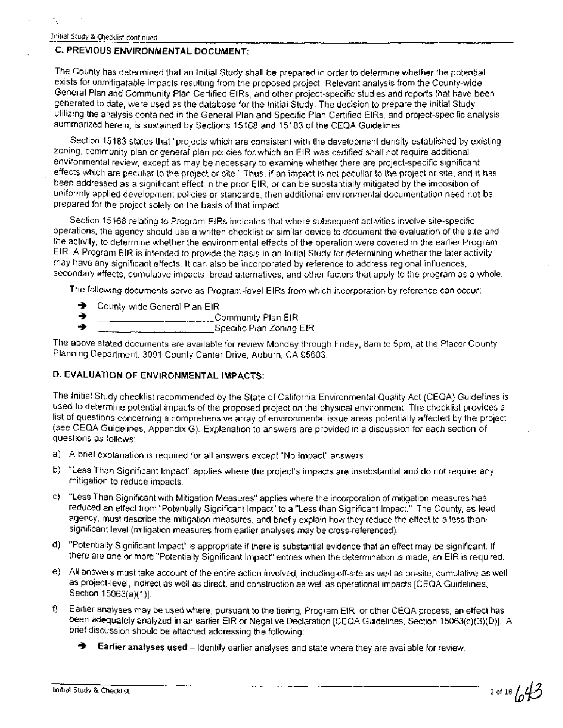## C. PREVIOUS ENVIRONMENTAL DOCUMENT:

The County has determined that an Initial Study shall be prepared in order to determine whether the potential exists for unmitigatable impacts resulting from the proposed project. Relevant analysis from the County-wide General Plan and Community Plan Certified EIRs, and other project-specific studies and reports that have been generated to date, were used as the database for the Initial Study. The decision to prepare the Initial Study utilizing the analysis contained in the General Plan and Specific Plan Certified EIRs, and project-specific analysis summarized herein, is sustained by Sections 15168 and 15183 of the CEQA Guidelines.

Section 15183 states that "projects which are consistent with the development density established by existing zoning, community plan or general plan policies for which an EIR was certified shall not require additional environmental review, except as may be necessary to examine whether there are project-specific significant effects which are peculiar to the project or site." Thus, if an impact is not peculiar to the project or site, and it has been addressed as a significant effect in the prior EIR, or can be substantially mitigated by the imposition of uniformly applied development policies or standards, then additional environmental documentation need not be prepared for the project solely on the basis of that impact.

Section 15168 relating to Program EIRs indicates that where subsequent activities involve site-specific operations, the agency should use a written checklist or similar device to document the evaluation of the site and the activity, to determine whether the environmental effects of the operation were covered in the earlier Program EIR. A Program EIR is intended to provide the basis in an Initial Study for determining whether the later activity may have any significant effects. It can also be incorporated by reference to address regional influences, secondary effects, cumulative impacts, broad alternatives, and other factors that apply to the program as a whole.

The following documents serve as Program-level EIRs from which incorporation by reference can occur:

- County-wide General Plan EIR
- ____________________ Community Plan EIR
- ____________________ Specific Plan Zoning EIR

The above stated documents are available for review Monday through Friday, 8am to 5pm, at the Placer County Planning Department, 3091 County Center Drive, Auburn, CA 95603.

## D. EVALUATION OF ENVIRONMENTAL IMPACTS:

The Initial Study checklist recommended by the State of California Environmental Quality Act (CEQA) Guidelines is used to determine potential impacts of the proposed project on the physical environment. The checklist provides a list of questions concerning a comprehensive array of environmental issue areas potentially affected by the project (see CEQA Guidelines, Appendix G). Explanation to answers are provided in a discussion for each section of questions as follows:

a) A brief explanation is required for all answers except "No Impact" answers.

b) "Less Than Significant Impact" applies where the project's impacts are insubstantial and do not require any mitigation to reduce impacts.

c) "Less Than Significant with Mitigation Measures" applies where the incorporation of mitigation measures has reduced an effect from "Potentially Significant Impact" to a "Less than Significant Impact." The County, as lead agency, must describe the mitigation measures, and briefly explain how they reduce the effect to a less-than-significant level (mitigation measures from earlier analyses may be cross-referenced).

d) "Potentially Significant Impact" is appropriate if there is substantial evidence that an effect may be significant. If there are one or more "Potentially Significant Impact" entries when the determination is made, an EIR is required.

e) All answers must take account of the entire action involved, including off-site as well as on-site, cumulative as well as project-level, indirect as well as direct, and construction as well as operational impacts [CEQA Guidelines, Section 15063(a)(1)].

f) Earlier analyses may be used where, pursuant to the tiering, Program EIR, or other CEQA process, an effect has been adequately analyzed in an earlier EIR or Negative Declaration [CEQA Guidelines, Section 15063(c)(3)(D)]. A brief discussion should be attached addressing the following:

   - **Earlier analyses used** – Identify earlier analyses and state where they are available for review.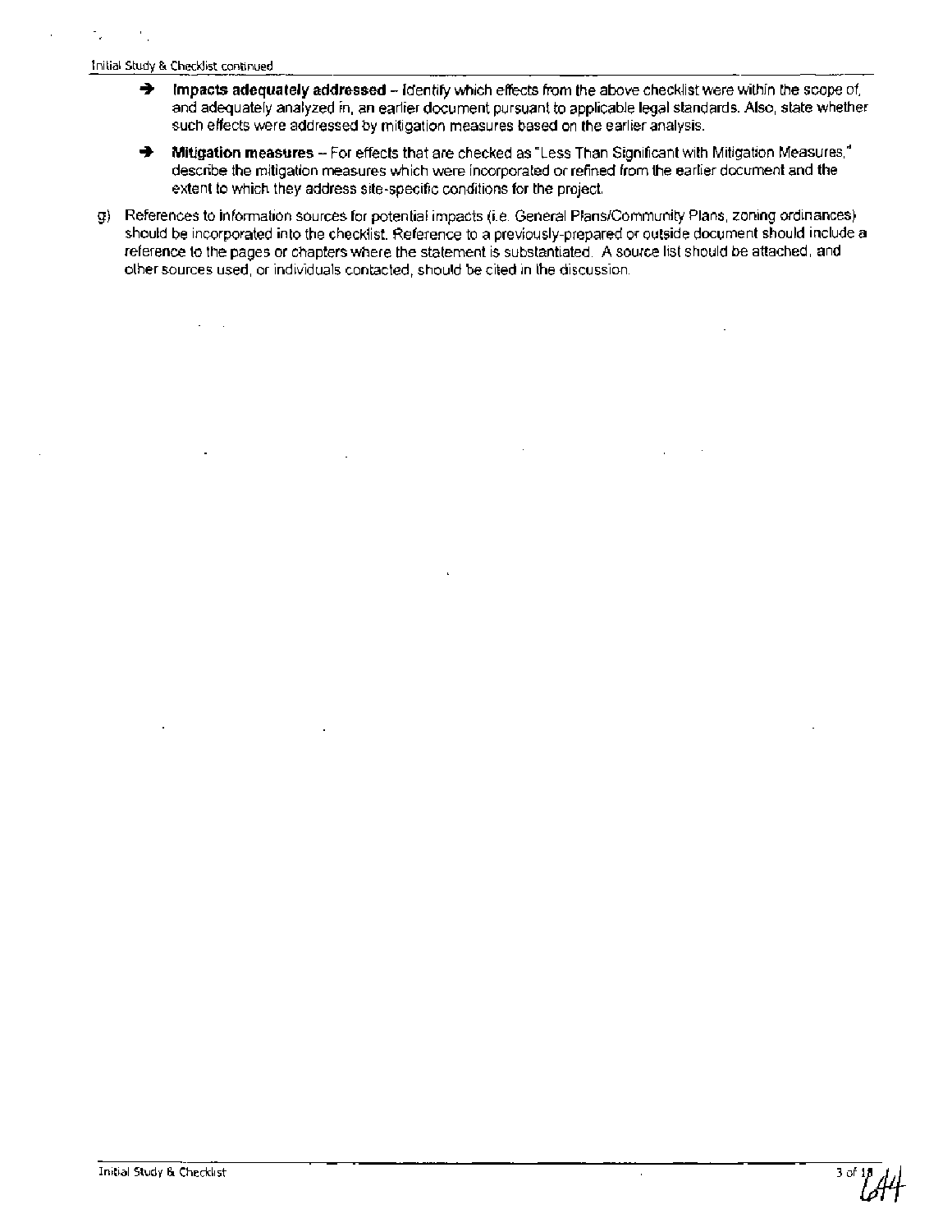- **Impacts adequately addressed** – Identify which effects from the above checklist were within the scope of, and adequately analyzed in, an earlier document pursuant to applicable legal standards. Also, state whether such effects were addressed by mitigation measures based on the earlier analysis.

- **Mitigation measures** – For effects that are checked as "Less Than Significant with Mitigation Measures," describe the mitigation measures which were incorporated or refined from the earlier document and the extent to which they address site-specific conditions for the project.

g) References to information sources for potential impacts (i.e. General Plans/Community Plans, zoning ordinances) should be incorporated into the checklist. Reference to a previously-prepared or outside document should include a reference to the pages or chapters where the statement is substantiated. A source list should be attached, and other sources used, or individuals contacted, should be cited in the discussion.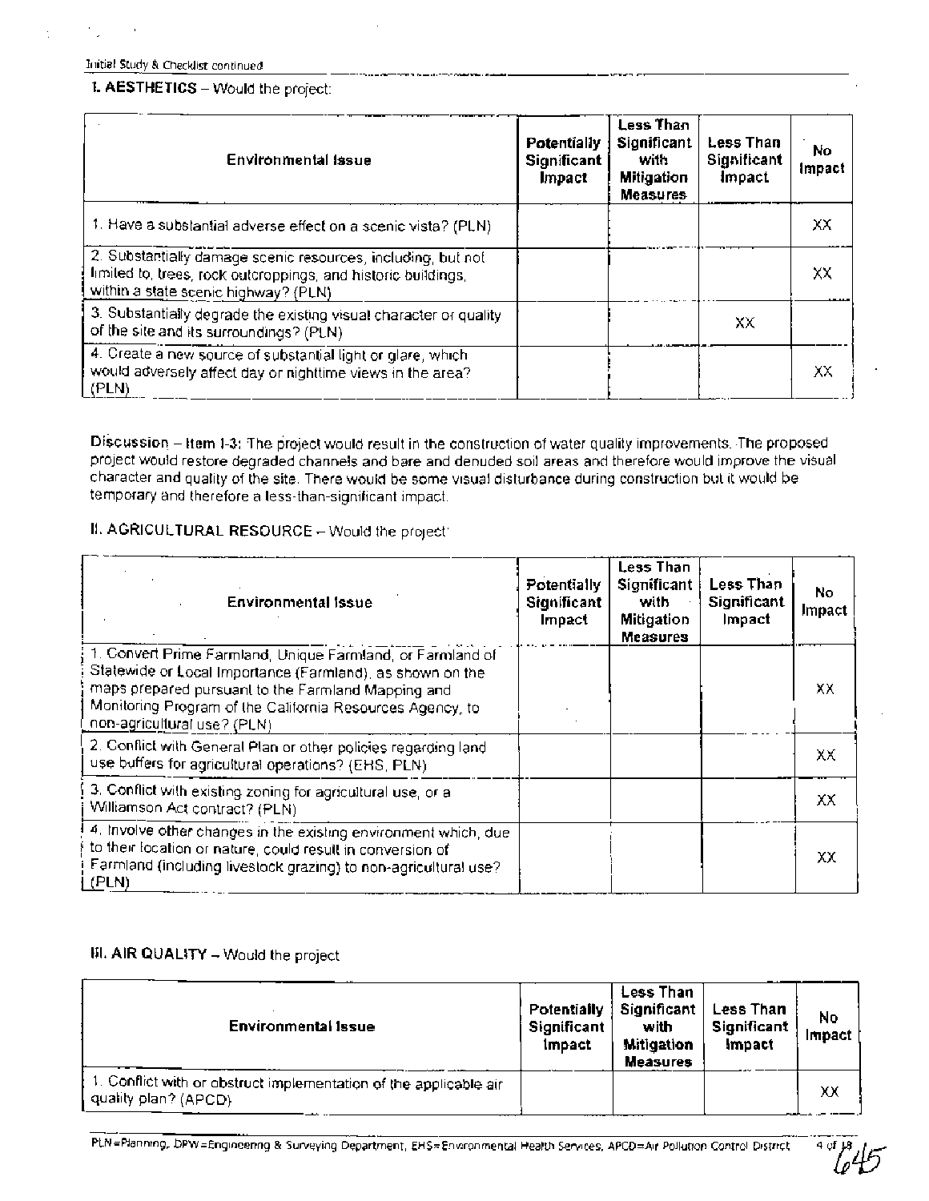### I. AESTHETICS – Would the project:

| Environmental Issue | Potentially Significant Impact | Less Than Significant with Mitigation Measures | Less Than Significant Impact | No Impact |
|---|---|---|---|---|
| 1. Have a substantial adverse effect on a scenic vista? (PLN) | | | | XX |
| 2. Substantially damage scenic resources, including, but not limited to, trees, rock outcroppings, and historic buildings, within a state scenic highway? (PLN) | | | | XX |
| 3. Substantially degrade the existing visual character or quality of the site and its surroundings? (PLN) | | | XX | |
| 4. Create a new source of substantial light or glare, which would adversely affect day or nighttime views in the area? (PLN) | | | | XX |

Discussion – Item I-3: The project would result in the construction of water quality improvements. The proposed project would restore degraded channels and bare and denuded soil areas and therefore would improve the visual character and quality of the site. There would be some visual disturbance during construction but it would be temporary and therefore a less-than-significant impact.

### II. AGRICULTURAL RESOURCE – Would the project:

| Environmental Issue | Potentially Significant Impact | Less Than Significant with Mitigation Measures | Less Than Significant Impact | No Impact |
|---|---|---|---|---|
| 1. Convert Prime Farmland, Unique Farmland, or Farmland of Statewide or Local Importance (Farmland), as shown on the maps prepared pursuant to the Farmland Mapping and Monitoring Program of the California Resources Agency, to non-agricultural use? (PLN) | | | | XX |
| 2. Conflict with General Plan or other policies regarding land use buffers for agricultural operations? (EHS, PLN) | | | | XX |
| 3. Conflict with existing zoning for agricultural use, or a Williamson Act contract? (PLN) | | | | XX |
| 4. Involve other changes in the existing environment which, due to their location or nature, could result in conversion of Farmland (including livestock grazing) to non-agricultural use? (PLN) | | | | XX |

### III. AIR QUALITY – Would the project

| Environmental Issue | Potentially Significant Impact | Less Than Significant with Mitigation Measures | Less Than Significant Impact | No Impact |
|---|---|---|---|---|
| 1. Conflict with or obstruct implementation of the applicable air quality plan? (APCD) | | | | XX |

PLN=Planning, DPW=Engineering & Surveying Department, EHS=Environmental Health Services, APCD=Air Pollution Control District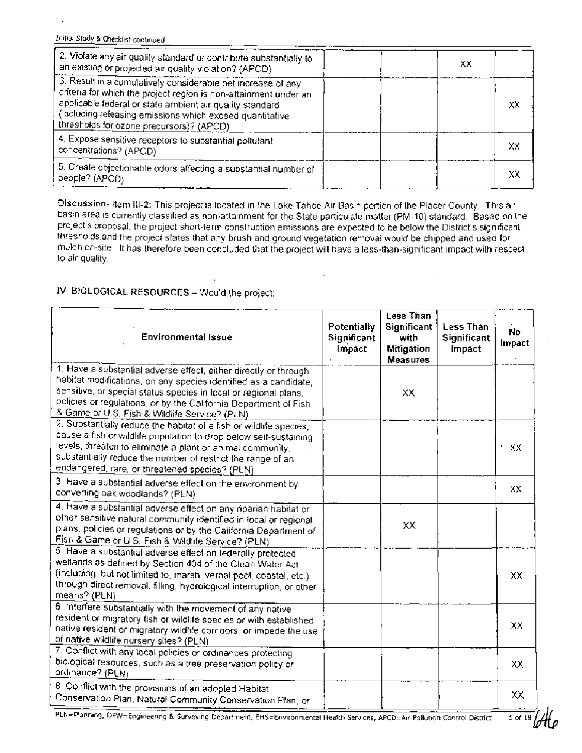| | | | | |
|---|---|---|---|---|
| 2. Violate any air quality standard or contribute substantially to an existing or projected air quality violation? (APCD) | | | XX | |
| 3. Result in a cumulatively considerable net increase of any criteria for which the project region is non-attainment under an applicable federal or state ambient air quality standard (including releasing emissions which exceed quantitative thresholds for ozone precursors)? (APCD) | | | | XX |
| 4. Expose sensitive receptors to substantial pollutant concentrations? (APCD) | | | | XX |
| 5. Create objectionable odors affecting a substantial number of people? (APCD) | | | | XX |

**Discussion-** Item III-2: This project is located in the Lake Tahoe Air Basin portion of the Placer County. This air basin area is currently classified as non-attainment for the State particulate matter (PM-10) standard. Based on the project's proposal, the project short-term construction emissions are expected to be below the District's significant thresholds and the project states that any brush and ground vegetation removal would be chipped and used for mulch on-site. It has therefore been concluded that the project will have a less-than-significant impact with respect to air quality.

## IV. BIOLOGICAL RESOURCES – Would the project:

| Environmental Issue | Potentially Significant Impact | Less Than Significant with Mitigation Measures | Less Than Significant Impact | No Impact |
|---|---|---|---|---|
| 1. Have a substantial adverse effect, either directly or through habitat modifications, on any species identified as a candidate, sensitive, or special status species in local or regional plans, policies or regulations, or by the California Department of Fish & Game or U.S. Fish & Wildlife Service? (PLN) | | XX | | |
| 2. Substantially reduce the habitat of a fish or wildlife species, cause a fish or wildlife population to drop below self-sustaining levels, threaten to eliminate a plant or animal community, substantially reduce the number of restrict the range of an endangered, rare, or threatened species? (PLN) | | | | XX |
| 3. Have a substantial adverse effect on the environment by converting oak woodlands? (PLN) | | | | XX |
| 4. Have a substantial adverse effect on any riparian habitat or other sensitive natural community identified in local or regional plans, policies or regulations or by the California Department of Fish & Game or U.S. Fish & Wildlife Service? (PLN) | | XX | | |
| 5. Have a substantial adverse effect on federally protected wetlands as defined by Section 404 of the Clean Water Act (including, but not limited to, marsh, vernal pool, coastal, etc.) through direct removal, filling, hydrological interruption, or other means? (PLN) | | | | XX |
| 6. Interfere substantially with the movement of any native resident or migratory fish or wildlife species or with established native resident or migratory wildlife corridors, or impede the use of native wildlife nursery sites? (PLN) | | | | XX |
| 7. Conflict with any local policies or ordinances protecting biological resources, such as a tree preservation policy or ordinance? (PLN) | | | | XX |
| 8. Conflict with the provisions of an adopted Habitat Conservation Plan, Natural Community Conservation Plan, or | | | | XX |

PLN=Planning, DPW=Engineering & Surveying Department, EHS=Environmental Health Services, APCD=Air Pollution Control District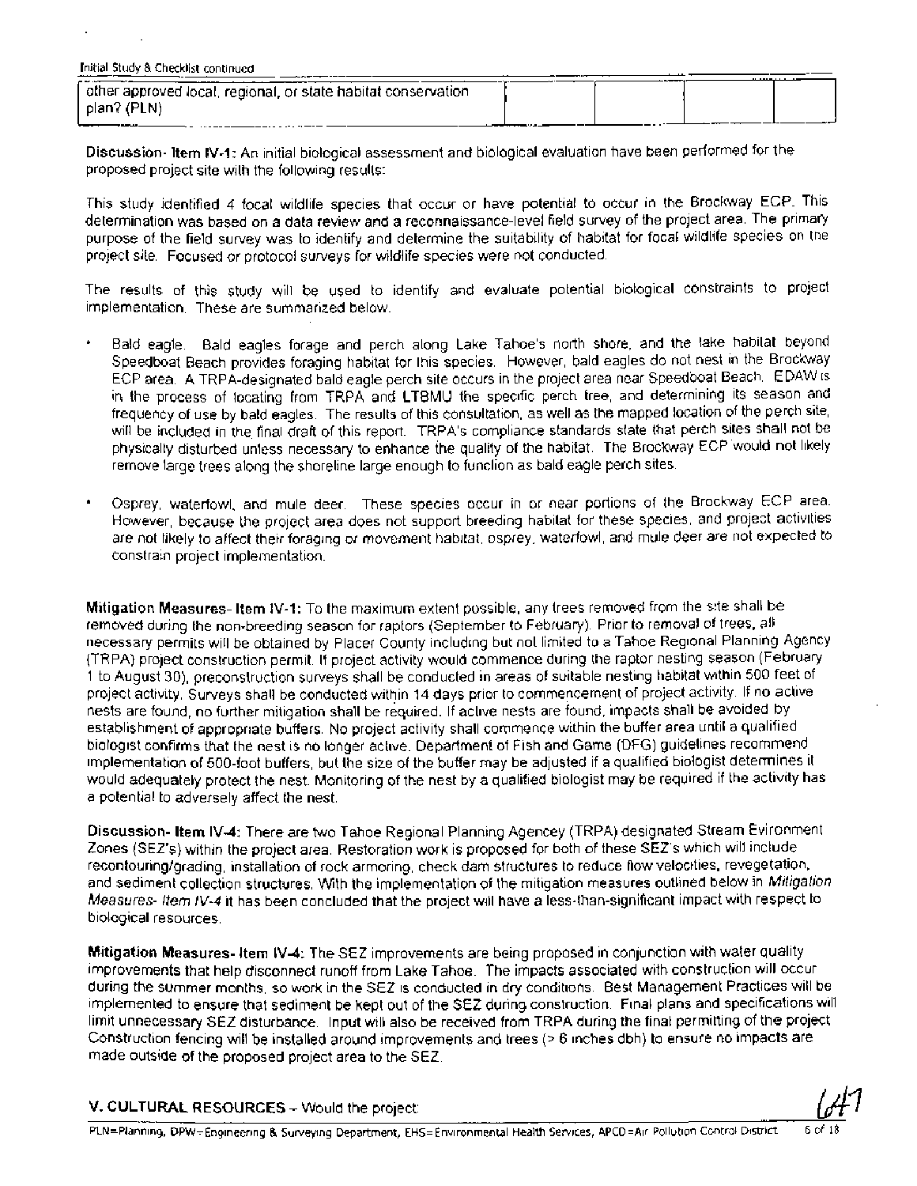| other approved local, regional, or state habitat conservation plan? (PLN) | | | | |
|---|---|---|---|---|

**Discussion- Item IV-1:** An initial biological assessment and biological evaluation have been performed for the proposed project site with the following results:

This study identified 4 focal wildlife species that occur or have potential to occur in the Brockway ECP. This determination was based on a data review and a reconnaissance-level field survey of the project area. The primary purpose of the field survey was to identify and determine the suitability of habitat for focal wildlife species on the project site. Focused or protocol surveys for wildlife species were not conducted.

The results of this study will be used to identify and evaluate potential biological constraints to project implementation. These are summarized below.

- Bald eagle. Bald eagles forage and perch along Lake Tahoe's north shore, and the lake habitat beyond Speedboat Beach provides foraging habitat for this species. However, bald eagles do not nest in the Brockway ECP area. A TRPA-designated bald eagle perch site occurs in the project area near Speedboat Beach. EDAW is in the process of locating from TRPA and LTBMU the specific perch tree, and determining its season and frequency of use by bald eagles. The results of this consultation, as well as the mapped location of the perch site, will be included in the final draft of this report. TRPA's compliance standards state that perch sites shall not be physically disturbed unless necessary to enhance the quality of the habitat. The Brockway ECP would not likely remove large trees along the shoreline large enough to function as bald eagle perch sites.

- Osprey, waterfowl, and mule deer. These species occur in or near portions of the Brockway ECP area. However, because the project area does not support breeding habitat for these species, and project activities are not likely to affect their foraging or movement habitat, osprey, waterfowl, and mule deer are not expected to constrain project implementation.

**Mitigation Measures- Item IV-1:** To the maximum extent possible, any trees removed from the site shall be removed during the non-breeding season for raptors (September to February). Prior to removal of trees, all necessary permits will be obtained by Placer County including but not limited to a Tahoe Regional Planning Agency (TRPA) project construction permit. If project activity would commence during the raptor nesting season (February 1 to August 30), preconstruction surveys shall be conducted in areas of suitable nesting habitat within 500 feet of project activity. Surveys shall be conducted within 14 days prior to commencement of project activity. If no active nests are found, no further mitigation shall be required. If active nests are found, impacts shall be avoided by establishment of appropriate buffers. No project activity shall commence within the buffer area until a qualified biologist confirms that the nest is no longer active. Department of Fish and Game (DFG) guidelines recommend implementation of 500-foot buffers, but the size of the buffer may be adjusted if a qualified biologist determines it would adequately protect the nest. Monitoring of the nest by a qualified biologist may be required if the activity has a potential to adversely affect the nest.

**Discussion- Item IV-4:** There are two Tahoe Regional Planning Agencey (TRPA) designated Stream Evironment Zones (SEZ's) within the project area. Restoration work is proposed for both of these SEZ's which will include recontouring/grading, installation of rock armoring, check dam structures to reduce flow velocities, revegetation, and sediment collection structures. With the implementation of the mitigation measures outlined below in *Mitigation Measures- Item IV-4* it has been concluded that the project will have a less-than-significant impact with respect to biological resources.

**Mitigation Measures- Item IV-4:** The SEZ improvements are being proposed in conjunction with water quality improvements that help disconnect runoff from Lake Tahoe. The impacts associated with construction will occur during the summer months, so work in the SEZ is conducted in dry conditions. Best Management Practices will be implemented to ensure that sediment be kept out of the SEZ during construction. Final plans and specifications will limit unnecessary SEZ disturbance. Input will also be received from TRPA during the final permitting of the project. Construction fencing will be installed around improvements and trees (> 6 inches dbh) to ensure no impacts are made outside of the proposed project area to the SEZ.

**V. CULTURAL RESOURCES** – Would the project: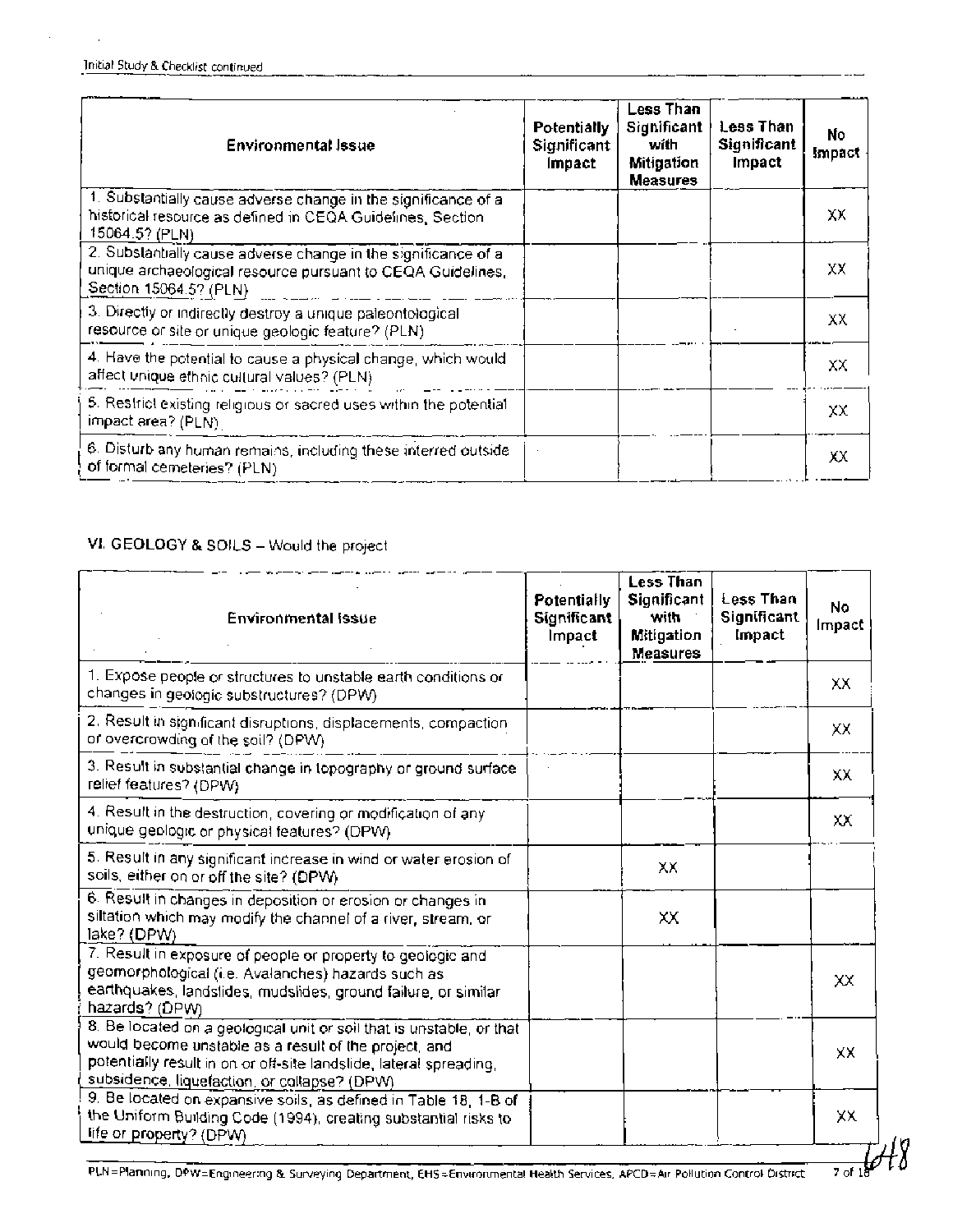| Environmental Issue | Potentially Significant Impact | Less Than Significant with Mitigation Measures | Less Than Significant Impact | No Impact |
|---|---|---|---|---|
| 1. Substantially cause adverse change in the significance of a historical resource as defined in CEQA Guidelines, Section 15064.5? (PLN) | | | | XX |
| 2. Substantially cause adverse change in the significance of a unique archaeological resource pursuant to CEQA Guidelines, Section 15064.5? (PLN) | | | | XX |
| 3. Directly or indirectly destroy a unique paleontological resource or site or unique geologic feature? (PLN) | | | | XX |
| 4. Have the potential to cause a physical change, which would affect unique ethnic cultural values? (PLN) | | | | XX |
| 5. Restrict existing religious or sacred uses within the potential impact area? (PLN) | | | | XX |
| 6. Disturb any human remains, including these interred outside of formal cemeteries? (PLN) | | | | XX |

### VI. GEOLOGY & SOILS – Would the project

| Environmental Issue | Potentially Significant Impact | Less Than Significant with Mitigation Measures | Less Than Significant Impact | No Impact |
|---|---|---|---|---|
| 1. Expose people or structures to unstable earth conditions or changes in geologic substructures? (DPW) | | | | XX |
| 2. Result in significant disruptions, displacements, compaction or overcrowding of the soil? (DPW) | | | | XX |
| 3. Result in substantial change in topography or ground surface relief features? (DPW) | | | | XX |
| 4. Result in the destruction, covering or modification of any unique geologic or physical features? (DPW) | | | | XX |
| 5. Result in any significant increase in wind or water erosion of soils, either on or off the site? (DPW) | | XX | | |
| 6. Result in changes in deposition or erosion or changes in siltation which may modify the channel of a river, stream, or lake? (DPW) | | XX | | |
| 7. Result in exposure of people or property to geologic and geomorphological (i.e. Avalanches) hazards such as earthquakes, landslides, mudslides, ground failure, or similar hazards? (DPW) | | | | XX |
| 8. Be located on a geological unit or soil that is unstable, or that would become unstable as a result of the project, and potentially result in on or off-site landslide, lateral spreading, subsidence, liquefaction, or collapse? (DPW) | | | | XX |
| 9. Be located on expansive soils, as defined in Table 18, 1-B of the Uniform Building Code (1994), creating substantial risks to life or property? (DPW) | | | | XX |

PLN=Planning, DPW=Engineering & Surveying Department, EHS=Environmental Health Services, APCD=Air Pollution Control District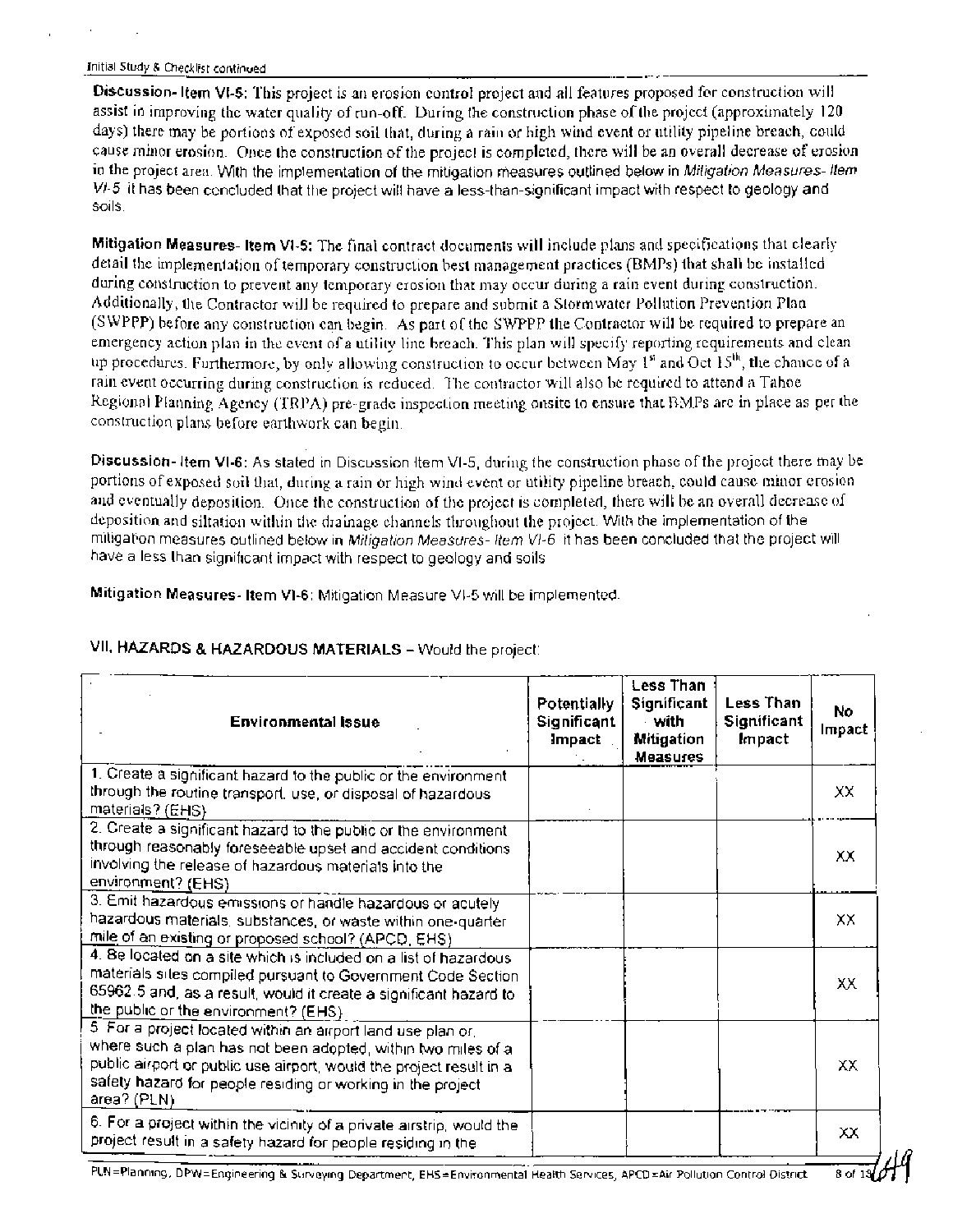**Discussion- Item VI-5:** This project is an erosion control project and all features proposed for construction will assist in improving the water quality of run-off. During the construction phase of the project (approximately 120 days) there may be portions of exposed soil that, during a rain or high wind event or utility pipeline breach, could cause minor erosion. Once the construction of the project is completed, there will be an overall decrease of erosion in the project area. With the implementation of the mitigation measures outlined below in *Mitigation Measures- Item VI-5* it has been concluded that the project will have a less-than-significant impact with respect to geology and soils.

**Mitigation Measures- Item VI-5:** The final contract documents will include plans and specifications that clearly detail the implementation of temporary construction best management practices (BMPs) that shall be installed during construction to prevent any temporary erosion that may occur during a rain event during construction. Additionally, the Contractor will be required to prepare and submit a Stormwater Pollution Prevention Plan (SWPPP) before any construction can begin. As part of the SWPPP the Contractor will be required to prepare an emergency action plan in the event of a utility line breach. This plan will specify reporting requirements and clean up procedures. Furthermore, by only allowing construction to occur between May 1st and Oct 15th, the chance of a rain event occurring during construction is reduced. The contractor will also be required to attend a Tahoe Regional Planning Agency (TRPA) pre-grade inspection meeting onsite to ensure that BMPs are in place as per the construction plans before earthwork can begin.

**Discussion- Item VI-6:** As stated in Discussion Item VI-5, during the construction phase of the project there may be portions of exposed soil that, during a rain or high wind event or utility pipeline breach, could cause minor erosion and eventually deposition. Once the construction of the project is completed, there will be an overall decrease of deposition and siltation within the drainage channels throughout the project. With the implementation of the mitigation measures outlined below in *Mitigation Measures- Item VI-6* it has been concluded that the project will have a less than significant impact with respect to geology and soils

**Mitigation Measures- Item VI-6:** Mitigation Measure VI-5 will be implemented.

## VII. HAZARDS & HAZARDOUS MATERIALS – Would the project:

| Environmental Issue | Potentially Significant Impact | Less Than Significant with Mitigation Measures | Less Than Significant Impact | No Impact |
|---|---|---|---|---|
| 1. Create a significant hazard to the public or the environment through the routine transport, use, or disposal of hazardous materials? (EHS) | | | | XX |
| 2. Create a significant hazard to the public or the environment through reasonably foreseeable upset and accident conditions involving the release of hazardous materials into the environment? (EHS) | | | | XX |
| 3. Emit hazardous emissions or handle hazardous or acutely hazardous materials, substances, or waste within one-quarter mile of an existing or proposed school? (APCD, EHS) | | | | XX |
| 4. Be located on a site which is included on a list of hazardous materials sites compiled pursuant to Government Code Section 65962.5 and, as a result, would it create a significant hazard to the public or the environment? (EHS) | | | | XX |
| 5. For a project located within an airport land use plan or, where such a plan has not been adopted, within two miles of a public airport or public use airport, would the project result in a safety hazard for people residing or working in the project area? (PLN) | | | | XX |
| 6. For a project within the vicinity of a private airstrip, would the project result in a safety hazard for people residing in the | | | | XX |

PLN=Planning, DPW=Engineering & Surveying Department, EHS=Environmental Health Services, APCD=Air Pollution Control District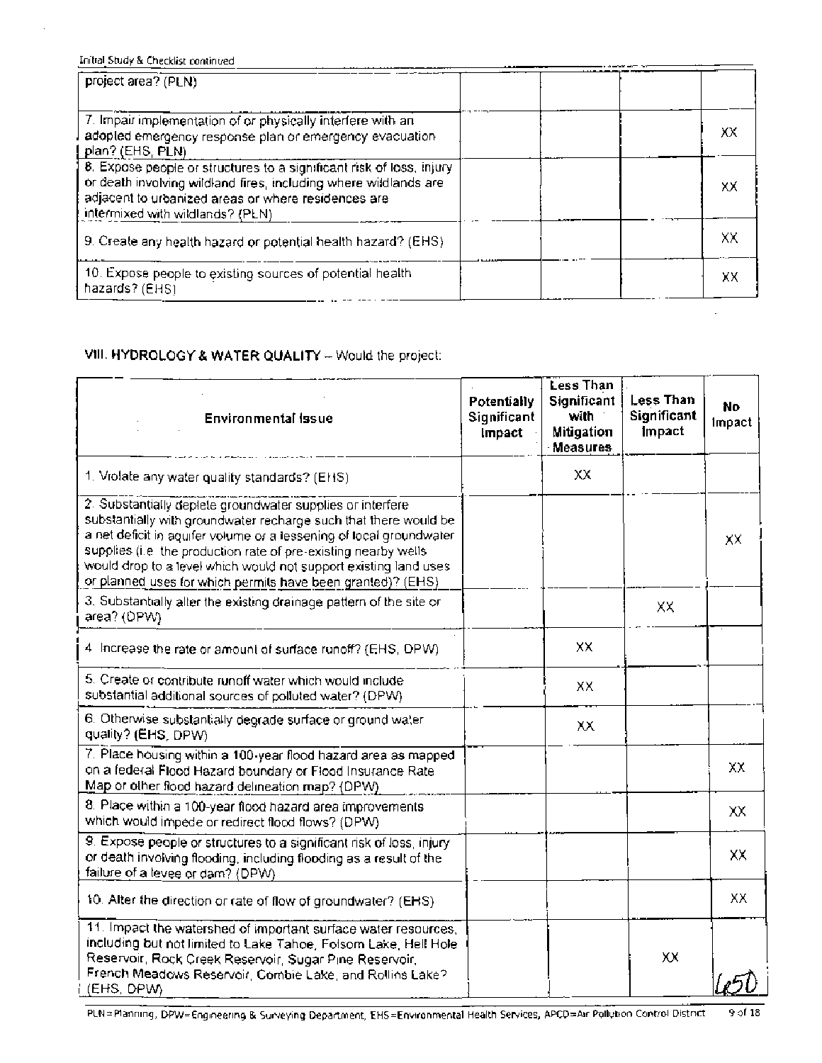| | | | | |
|---|---|---|---|---|
| project area? (PLN) | | | | |
| 7. Impair implementation of or physically interfere with an adopted emergency response plan or emergency evacuation plan? (EHS, PLN) | | | | XX |
| 8. Expose people or structures to a significant risk of loss, injury or death involving wildland fires, including where wildlands are adjacent to urbanized areas or where residences are intermixed with wildlands? (PLN) | | | | XX |
| 9. Create any health hazard or potential health hazard? (EHS) | | | | XX |
| 10. Expose people to existing sources of potential health hazards? (EHS) | | | | XX |

## VIII. HYDROLOGY & WATER QUALITY – Would the project:

| Environmental Issue | Potentially Significant Impact | Less Than Significant with Mitigation Measures | Less Than Significant Impact | No Impact |
|---|---|---|---|---|
| 1. Violate any water quality standards? (EHS) | | XX | | |
| 2. Substantially deplete groundwater supplies or interfere substantially with groundwater recharge such that there would be a net deficit in aquifer volume or a lessening of local groundwater supplies (i.e. the production rate of pre-existing nearby wells would drop to a level which would not support existing land uses or planned uses for which permits have been granted)? (EHS) | | | | XX |
| 3. Substantially alter the existing drainage pattern of the site or area? (DPW) | | | XX | |
| 4. Increase the rate or amount of surface runoff? (EHS, DPW) | | XX | | |
| 5. Create or contribute runoff water which would include substantial additional sources of polluted water? (DPW) | | XX | | |
| 6. Otherwise substantially degrade surface or ground water quality? (EHS, DPW) | | XX | | |
| 7. Place housing within a 100-year flood hazard area as mapped on a federal Flood Hazard boundary or Flood Insurance Rate Map or other flood hazard delineation map? (DPW) | | | | XX |
| 8. Place within a 100-year flood hazard area improvements which would impede or redirect flood flows? (DPW) | | | | XX |
| 9. Expose people or structures to a significant risk of loss, injury or death involving flooding, including flooding as a result of the failure of a levee or dam? (DPW) | | | | XX |
| 10. Alter the direction or rate of flow of groundwater? (EHS) | | | | XX |
| 11. Impact the watershed of important surface water resources, including but not limited to Lake Tahoe, Folsom Lake, Hell Hole Reservoir, Rock Creek Reservoir, Sugar Pine Reservoir, French Meadows Reservoir, Combie Lake, and Rollins Lake? (EHS, DPW) | | | XX | |

650

PLN=Planning, DPW=Engineering & Surveying Department, EHS=Environmental Health Services, APCD=Air Pollution Control District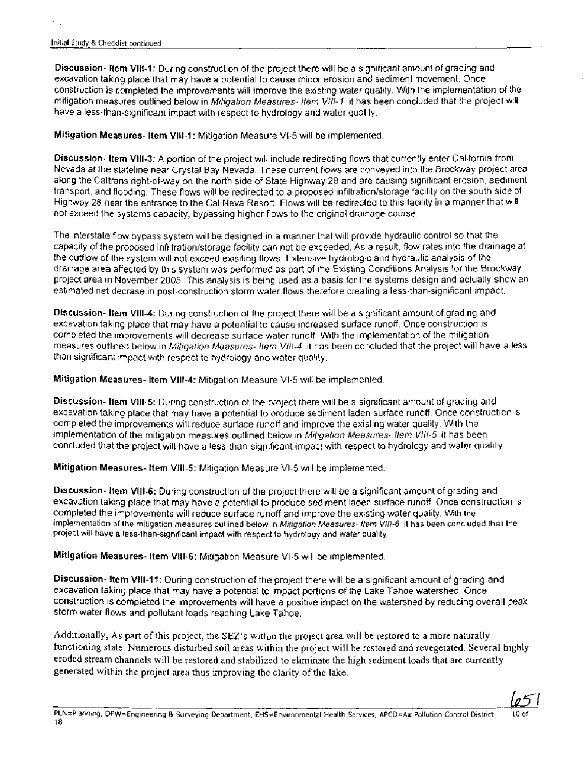**Discussion- Item VIII-1:** During construction of the project there will be a significant amount of grading and excavation taking place that may have a potential to cause minor erosion and sediment movement. Once construction is completed the improvements will improve the existing water quality. With the implementation of the mitigation measures outlined below in *Mitigation Measures- Item VIII-1* it has been concluded that the project will have a less-than-significant impact with respect to hydrology and water quality.

**Mitigation Measures- Item VIII-1:** Mitigation Measure VI-5 will be implemented.

**Discussion- Item VIII-3:** A portion of the project will include redirecting flows that currently enter California from Nevada at the stateline near Crystal Bay Nevada. These current flows are conveyed into the Brockway project area along the Caltrans right-of-way on the north side of State Highway 28 and are causing significant erosion, sediment transport, and flooding. These flows will be redirected to a proposed infiltration/storage facility on the south side of Highway 28 near the entrance to the Cal Neva Resort. Flows will be redirected to this facility in a manner that will not exceed the systems capacity, bypassing higher flows to the original drainage course.

The interstate flow bypass system will be designed in a manner that will provide hydraulic control so that the capacity of the proposed infiltration/storage facility can not be exceeded. As a result, flow rates into the drainage at the outflow of the system will not exceed exisiting flows. Extensive hydrologic and hydraulic analysis of the drainage area affected by this system was performed as part of the Existing Conditions Analysis for the Brockway project area in November 2005. This analysis is being used as a basis for the systems design and actually show an estimated net decrase in post-construction storm water flows therefore creating a less-than-significant impact.

**Discussion- Item VIII-4:** During construction of the project there will be a significant amount of grading and excavation taking place that may have a potential to cause increased surface runoff. Once construction is completed the improvements will decrease surface water runoff. With the implementation of the mitigation measures outlined below in *Mitigation Measures- Item VIII-4* it has been concluded that the project will have a less than significant impact with respect to hydrology and water quality.

**Mitigation Measures- Item VIII-4:** Mitigation Measure VI-5 will be implemented.

**Discussion- Item VIII-5:** During construction of the project there will be a significant amount of grading and excavation taking place that may have a potential to produce sediment laden surface runoff. Once construction is completed the improvements will reduce surface runoff and improve the existing water quality. With the implementation of the mitigation measures outlined below in *Mitigation Measures- Item VIII-5* it has been concluded that the project will have a less-than-significant impact with respect to hydrology and water quality.

**Mitigation Measures- Item VIII-5:** Mitigation Measure VI-5 will be implemented.

**Discussion- Item VIII-6:** During construction of the project there will be a significant amount of grading and excavation taking place that may have a potential to produce sediment laden surface runoff. Once construction is completed the improvements will reduce surface runoff and improve the existing water quality. With the implementation of the mitigation measures outlined below in *Mitigation Measures- Item VIII-6* it has been concluded that the project will have a less-than-significant impact with respect to hydrology and water quality.

**Mitigation Measures- Item VIII-6:** Mitigation Measure VI-5 will be implemented.

**Discussion- Item VIII-11:** During construction of the project there will be a significant amount of grading and excavation taking place that may have a potential to impact portions of the Lake Tahoe watershed. Once construction is completed the improvements will have a positive impact on the watershed by reducing overall peak storm water flows and pollutant loads reaching Lake Tahoe.

Additionally, As part of this project, the SEZ's within the project area will be restored to a more naturally functioning state. Numerous disturbed soil areas within the project will be restored and revegetated. Several highly eroded stream channels will be restored and stabilized to eliminate the high sediment loads that are currently generated within the project area thus improving the clarity of the lake.

PLN=Planning, DPW=Engineering & Surveying Department, EHS=Environmental Health Services, APCD=Air Pollution Control District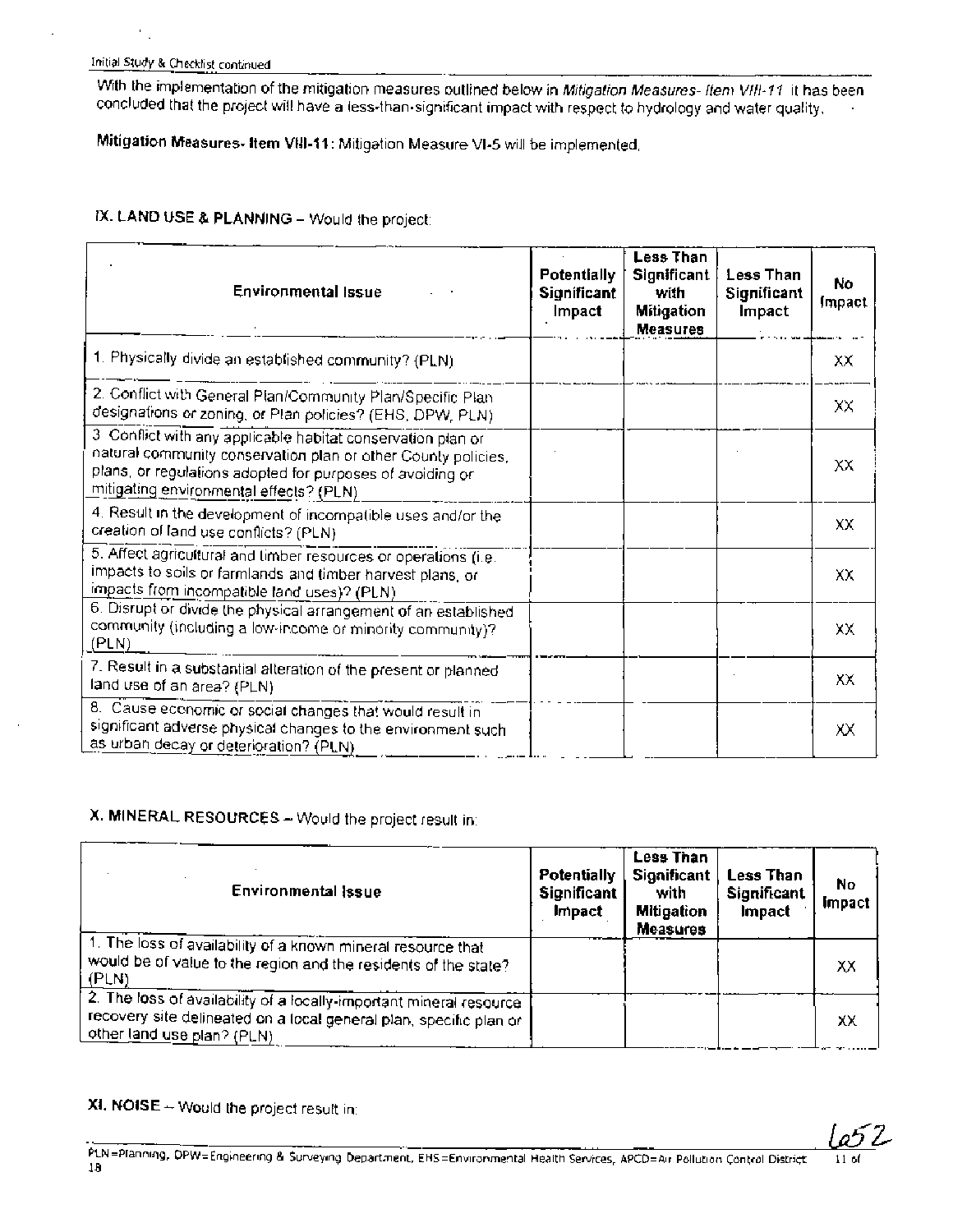With the implementation of the mitigation measures outlined below in *Mitigation Measures- Item VIII-11* it has been concluded that the project will have a less-than-significant impact with respect to hydrology and water quality.

**Mitigation Measures- Item VIII-11**: Mitigation Measure VI-5 will be implemented.

## IX. LAND USE & PLANNING – Would the project:

| Environmental Issue | Potentially Significant Impact | Less Than Significant with Mitigation Measures | Less Than Significant Impact | No Impact |
|---|---|---|---|---|
| 1. Physically divide an established community? (PLN) | | | | XX |
| 2. Conflict with General Plan/Community Plan/Specific Plan designations or zoning, or Plan policies? (EHS, DPW, PLN) | | | | XX |
| 3. Conflict with any applicable habitat conservation plan or natural community conservation plan or other County policies, plans, or regulations adopted for purposes of avoiding or mitigating environmental effects? (PLN) | | | | XX |
| 4. Result in the development of incompatible uses and/or the creation of land use conflicts? (PLN) | | | | XX |
| 5. Affect agricultural and timber resources or operations (i.e. impacts to soils or farmlands and timber harvest plans, or impacts from incompatible land uses)? (PLN) | | | | XX |
| 6. Disrupt or divide the physical arrangement of an established community (including a low-income or minority community)? (PLN) | | | | XX |
| 7. Result in a substantial alteration of the present or planned land use of an area? (PLN) | | | | XX |
| 8. Cause economic or social changes that would result in significant adverse physical changes to the environment such as urban decay or deterioration? (PLN) | | | | XX |

## X. MINERAL RESOURCES – Would the project result in:

| Environmental Issue | Potentially Significant Impact | Less Than Significant with Mitigation Measures | Less Than Significant Impact | No Impact |
|---|---|---|---|---|
| 1. The loss of availability of a known mineral resource that would be of value to the region and the residents of the state? (PLN) | | | | XX |
| 2. The loss of availability of a locally-important mineral resource recovery site delineated on a local general plan, specific plan or other land use plan? (PLN) | | | | XX |

## XI. NOISE – Would the project result in:

PLN=Planning, DPW=Engineering & Surveying Department, EHS=Environmental Health Services, APCD=Air Pollution Control District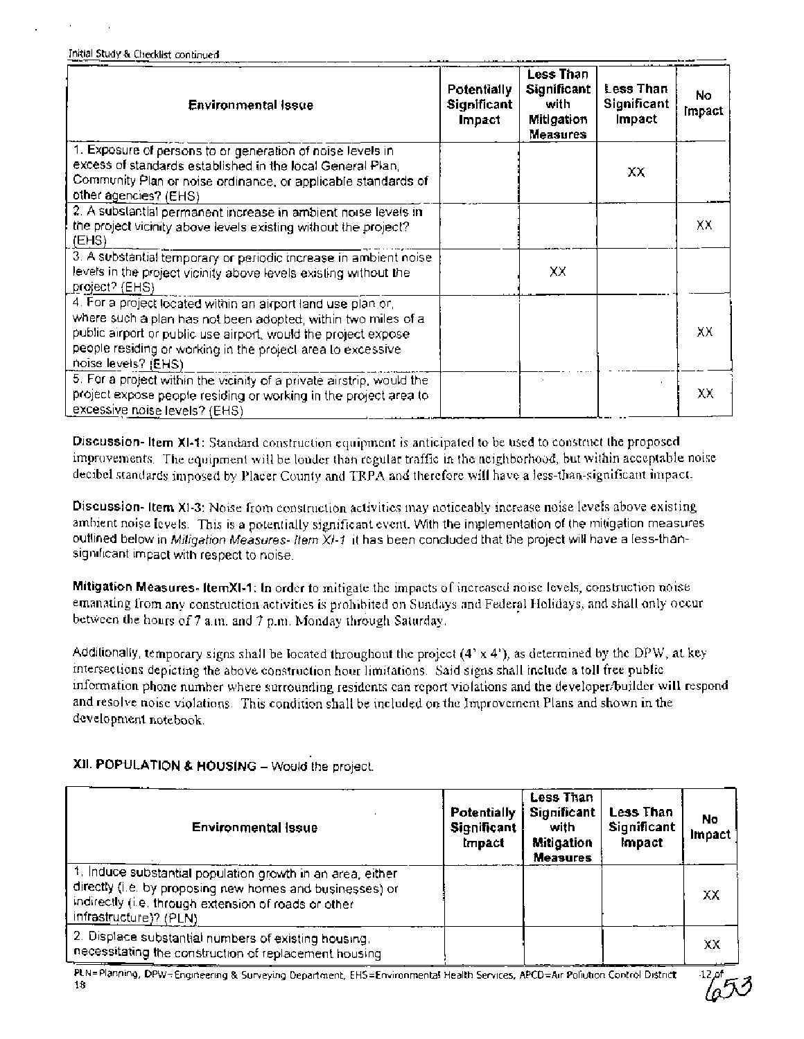| Environmental Issue | Potentially Significant Impact | Less Than Significant with Mitigation Measures | Less Than Significant Impact | No Impact |
|---|---|---|---|---|
| 1. Exposure of persons to or generation of noise levels in excess of standards established in the local General Plan, Community Plan or noise ordinance, or applicable standards of other agencies? (EHS) | | | XX | |
| 2. A substantial permanent increase in ambient noise levels in the project vicinity above levels existing without the project? (EHS) | | | | XX |
| 3. A substantial temporary or periodic increase in ambient noise levels in the project vicinity above levels existing without the project? (EHS) | | XX | | |
| 4. For a project located within an airport land use plan or, where such a plan has not been adopted, within two miles of a public airport or public use airport, would the project expose people residing or working in the project area to excessive noise levels? (EHS) | | | | XX |
| 5. For a project within the vicinity of a private airstrip, would the project expose people residing or working in the project area to excessive noise levels? (EHS) | | | | XX |

**Discussion- Item XI-1:** Standard construction equipment is anticipated to be used to construct the proposed improvements. The equipment will be louder than regular traffic in the neighborhood, but within acceptable noise decibel standards imposed by Placer County and TRPA and therefore will have a less-than-significant impact.

**Discussion- Item XI-3:** Noise from construction activities may noticeably increase noise levels above existing ambient noise levels. This is a potentially significant event. With the implementation of the mitigation measures outlined below in *Mitigation Measures- Item XI-1* it has been concluded that the project will have a less-than-significant impact with respect to noise.

**Mitigation Measures- ItemXI-1:** In order to mitigate the impacts of increased noise levels, construction noise emanating from any construction activities is prohibited on Sundays and Federal Holidays, and shall only occur between the hours of 7 a.m. and 7 p.m. Monday through Saturday.

Additionally, temporary signs shall be located throughout the project (4' x 4'), as determined by the DPW, at key intersections depicting the above construction hour limitations. Said signs shall include a toll free public information phone number where surrounding residents can report violations and the developer/builder will respond and resolve noise violations. This condition shall be included on the Improvement Plans and shown in the development notebook.

**XII. POPULATION & HOUSING** – Would the project:

| Environmental Issue | Potentially Significant Impact | Less Than Significant with Mitigation Measures | Less Than Significant Impact | No Impact |
|---|---|---|---|---|
| 1. Induce substantial population growth in an area, either directly (i.e. by proposing new homes and businesses) or indirectly (i.e. through extension of roads or other infrastructure)? (PLN) | | | | XX |
| 2. Displace substantial numbers of existing housing, necessitating the construction of replacement housing | | | | XX |

PLN=Planning, DPW=Engineering & Surveying Department, EHS=Environmental Health Services, APCD=Air Pollution Control District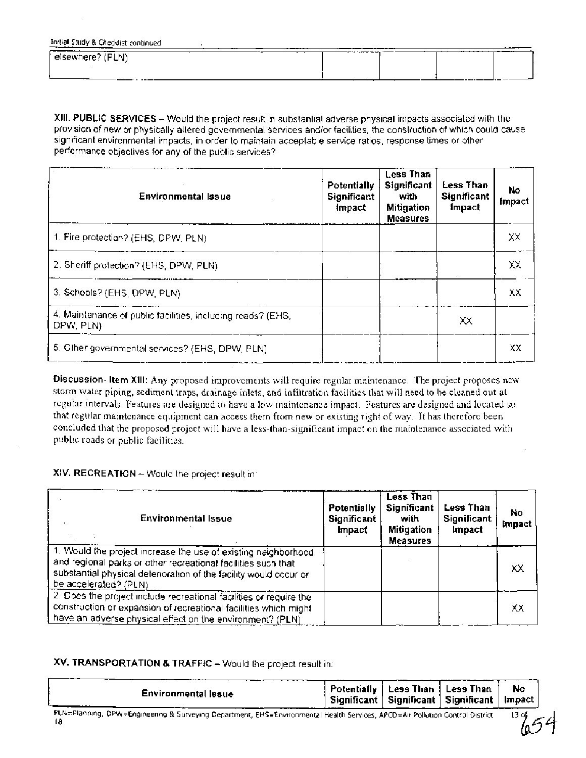| elsewhere? (PLN) | | | | |
|---|---|---|---|---|

**XIII. PUBLIC SERVICES** – Would the project result in substantial adverse physical impacts associated with the provision of new or physically altered governmental services and/or facilities, the construction of which could cause significant environmental impacts, in order to maintain acceptable service ratios, response times or other performance objectives for any of the public services?

| Environmental Issue | Potentially Significant Impact | Less Than Significant with Mitigation Measures | Less Than Significant Impact | No Impact |
|---|---|---|---|---|
| 1. Fire protection? (EHS, DPW, PLN) | | | | XX |
| 2. Sheriff protection? (EHS, DPW, PLN) | | | | XX |
| 3. Schools? (EHS, DPW, PLN) | | | | XX |
| 4. Maintenance of public facilities, including roads? (EHS, DPW, PLN) | | | XX | |
| 5. Other governmental services? (EHS, DPW, PLN) | | | | XX |

**Discussion- Item XIII:** Any proposed improvements will require regular maintenance. The project proposes new storm water piping, sediment traps, drainage inlets, and infiltration facilities that will need to be cleaned out at regular intervals. Features are designed to have a low maintenance impact. Features are designed and located so that regular maintenance equipment can access them from new or existing right of way. It has therefore been concluded that the proposed project will have a less-than-significant impact on the maintenance associated with public roads or public facilities.

**XIV. RECREATION** – Would the project result in:

| Environmental Issue | Potentially Significant Impact | Less Than Significant with Mitigation Measures | Less Than Significant Impact | No Impact |
|---|---|---|---|---|
| 1. Would the project increase the use of existing neighborhood and regional parks or other recreational facilities such that substantial physical deterioration of the facility would occur or be accelerated? (PLN) | | | | XX |
| 2. Does the project include recreational facilities or require the construction or expansion of recreational facilities which might have an adverse physical effect on the environment? (PLN) | | | | XX |

**XV. TRANSPORTATION & TRAFFIC** – Would the project result in:

| Environmental Issue | Potentially Significant | Less Than Significant | Less Than Significant | No Impact |
|---|---|---|---|---|

PLN=Planning, DPW=Engineering & Surveying Department, EHS=Environmental Health Services, APCD=Air Pollution Control District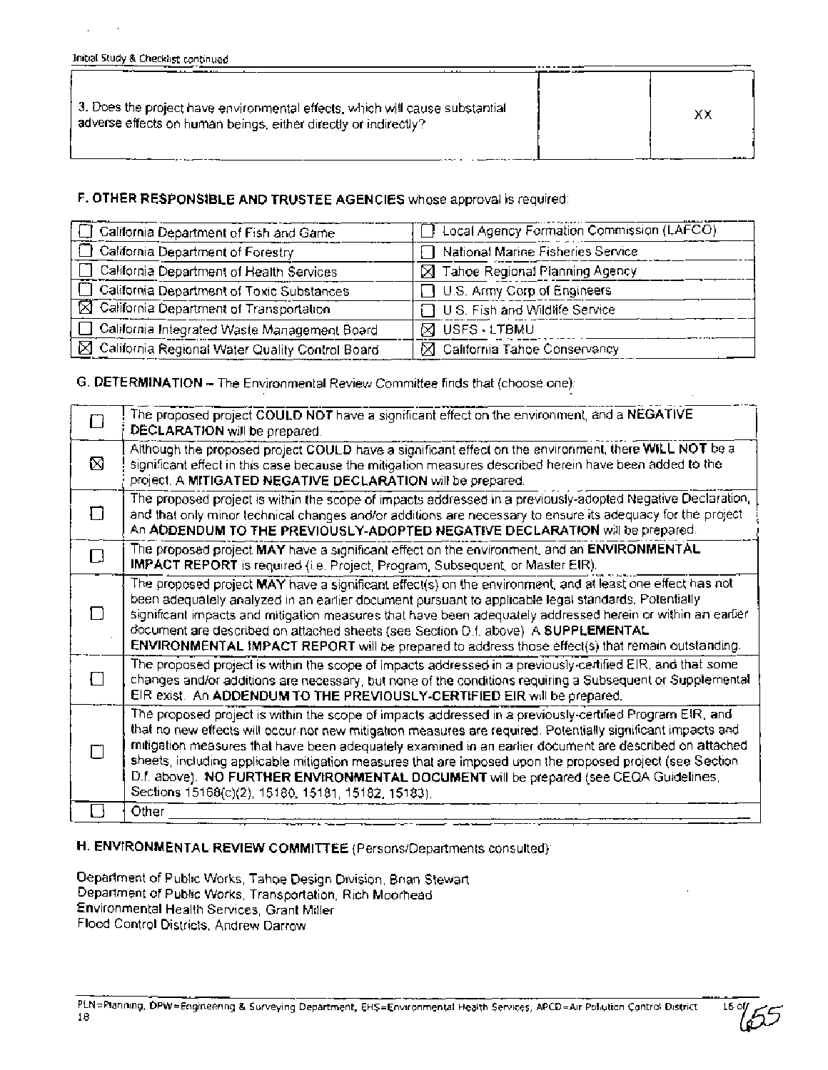| | | |
|---|---|---|
| 3. Does the project have environmental effects, which will cause substantial adverse effects on human beings, either directly or indirectly? | | XX |

## F. OTHER RESPONSIBLE AND TRUSTEE AGENCIES whose approval is required:

| | |
|---|---|
| ☐ California Department of Fish and Game | ☐ Local Agency Formation Commission (LAFCO) |
| ☐ California Department of Forestry | ☐ National Marine Fisheries Service |
| ☐ California Department of Health Services | ☒ Tahoe Regional Planning Agency |
| ☐ California Department of Toxic Substances | ☐ U.S. Army Corp of Engineers |
| ☒ California Department of Transportation | ☐ U.S. Fish and Wildlife Service |
| ☐ California Integrated Waste Management Board | ☒ USFS - LTBMU |
| ☒ California Regional Water Quality Control Board | ☒ California Tahoe Conservancy |

## G. DETERMINATION – The Environmental Review Committee finds that (choose one):

| | |
|---|---|
| ☐ | The proposed project **COULD NOT** have a significant effect on the environment, and a **NEGATIVE DECLARATION** will be prepared. |
| ☒ | Although the proposed project **COULD** have a significant effect on the environment, there **WILL NOT** be a significant effect in this case because the mitigation measures described herein have been added to the project. A **MITIGATED NEGATIVE DECLARATION** will be prepared. |
| ☐ | The proposed project is within the scope of impacts addressed in a previously-adopted Negative Declaration, and that only minor technical changes and/or additions are necessary to ensure its adequacy for the project. An **ADDENDUM TO THE PREVIOUSLY-ADOPTED NEGATIVE DECLARATION** will be prepared. |
| ☐ | The proposed project **MAY** have a significant effect on the environment, and an **ENVIRONMENTAL IMPACT REPORT** is required (i.e. Project, Program, Subsequent, or Master EIR). |
| ☐ | The proposed project **MAY** have a significant effect(s) on the environment, and at least one effect has not been adequately analyzed in an earlier document pursuant to applicable legal standards. Potentially significant impacts and mitigation measures that have been adequately addressed herein or within an earlier document are described on attached sheets (see Section D.f. above). A **SUPPLEMENTAL ENVIRONMENTAL IMPACT REPORT** will be prepared to address those effect(s) that remain outstanding. |
| ☐ | The proposed project is within the scope of impacts addressed in a previously-certified EIR, and that some changes and/or additions are necessary, but none of the conditions requiring a Subsequent or Supplemental EIR exist. An **ADDENDUM TO THE PREVIOUSLY-CERTIFIED EIR** will be prepared. |
| ☐ | The proposed project is within the scope of impacts addressed in a previously-certified Program EIR, and that no new effects will occur nor new mitigation measures are required. Potentially significant impacts and mitigation measures that have been adequately examined in an earlier document are described on attached sheets, including applicable mitigation measures that are imposed upon the proposed project (see Section D.f. above). **NO FURTHER ENVIRONMENTAL DOCUMENT** will be prepared (see CEQA Guidelines, Sections 15168(c)(2), 15180, 15181, 15182, 15183). |
| ☐ | Other ______ |

## H. ENVIRONMENTAL REVIEW COMMITTEE (Persons/Departments consulted):

Department of Public Works, Tahoe Design Division, Brian Stewart
Department of Public Works, Transportation, Rich Moorhead
Environmental Health Services, Grant Miller
Flood Control Districts, Andrew Darrow

PLN=Planning, DPW=Engineering & Surveying Department, EHS=Environmental Health Services, APCD=Air Pollution Control District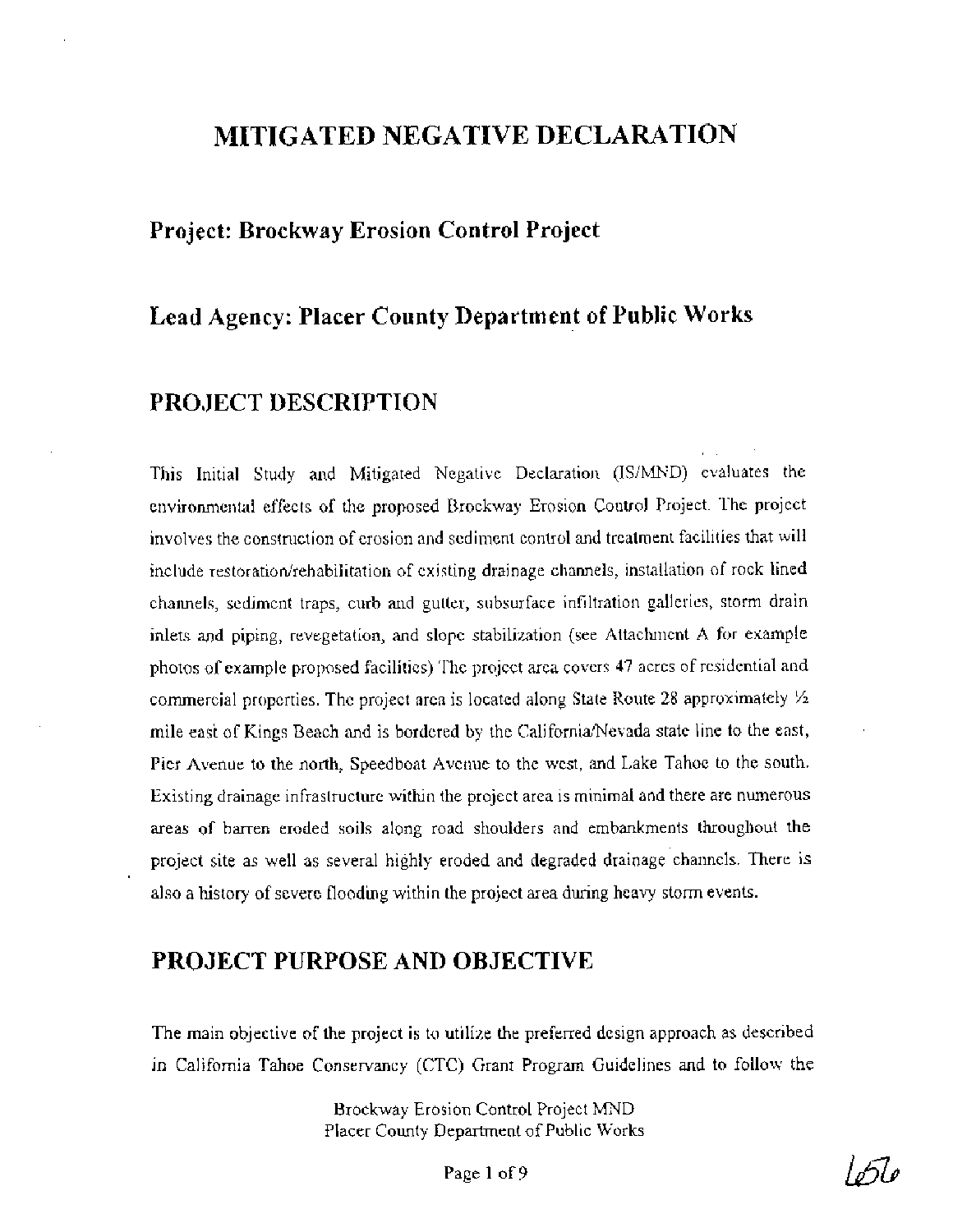# MITIGATED NEGATIVE DECLARATION

## Project: Brockway Erosion Control Project

## Lead Agency: Placer County Department of Public Works

## PROJECT DESCRIPTION

This Initial Study and Mitigated Negative Declaration (IS/MND) evaluates the environmental effects of the proposed Brockway Erosion Control Project. The project involves the construction of erosion and sediment control and treatment facilities that will include restoration/rehabilitation of existing drainage channels, installation of rock lined channels, sediment traps, curb and gutter, subsurface infiltration galleries, storm drain inlets and piping, revegetation, and slope stabilization (see Attachment A for example photos of example proposed facilities) The project area covers 47 acres of residential and commercial properties. The project area is located along State Route 28 approximately ½ mile east of Kings Beach and is bordered by the California/Nevada state line to the east, Pier Avenue to the north, Speedboat Avenue to the west, and Lake Tahoe to the south. Existing drainage infrastructure within the project area is minimal and there are numerous areas of barren eroded soils along road shoulders and embankments throughout the project site as well as several highly eroded and degraded drainage channels. There is also a history of severe flooding within the project area during heavy storm events.

## PROJECT PURPOSE AND OBJECTIVE

The main objective of the project is to utilize the preferred design approach as described in California Tahoe Conservancy (CTC) Grant Program Guidelines and to follow the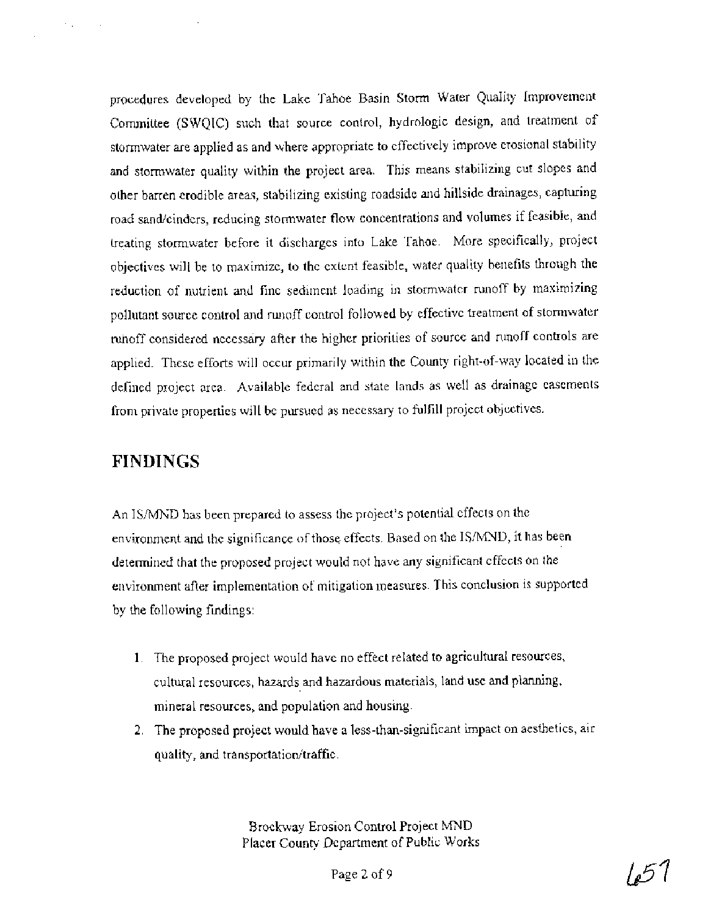procedures developed by the Lake Tahoe Basin Storm Water Quality Improvement Committee (SWQIC) such that source control, hydrologic design, and treatment of stormwater are applied as and where appropriate to effectively improve erosional stability and stormwater quality within the project area. This means stabilizing cut slopes and other barren erodible areas, stabilizing existing roadside and hillside drainages, capturing road sand/cinders, reducing stormwater flow concentrations and volumes if feasible, and treating stormwater before it discharges into Lake Tahoe. More specifically, project objectives will be to maximize, to the extent feasible, water quality benefits through the reduction of nutrient and fine sediment loading in stormwater runoff by maximizing pollutant source control and runoff control followed by effective treatment of stormwater runoff considered necessary after the higher priorities of source and runoff controls are applied. These efforts will occur primarily within the County right-of-way located in the defined project area. Available federal and state lands as well as drainage easements from private properties will be pursued as necessary to fulfill project objectives.

## FINDINGS

An IS/MND has been prepared to assess the project's potential effects on the environment and the significance of those effects. Based on the IS/MND, it has been determined that the proposed project would not have any significant effects on the environment after implementation of mitigation measures. This conclusion is supported by the following findings:

1. The proposed project would have no effect related to agricultural resources, cultural resources, hazards and hazardous materials, land use and planning, mineral resources, and population and housing.
2. The proposed project would have a less-than-significant impact on aesthetics, air quality, and transportation/traffic.

Brockway Erosion Control Project MND
Placer County Department of Public Works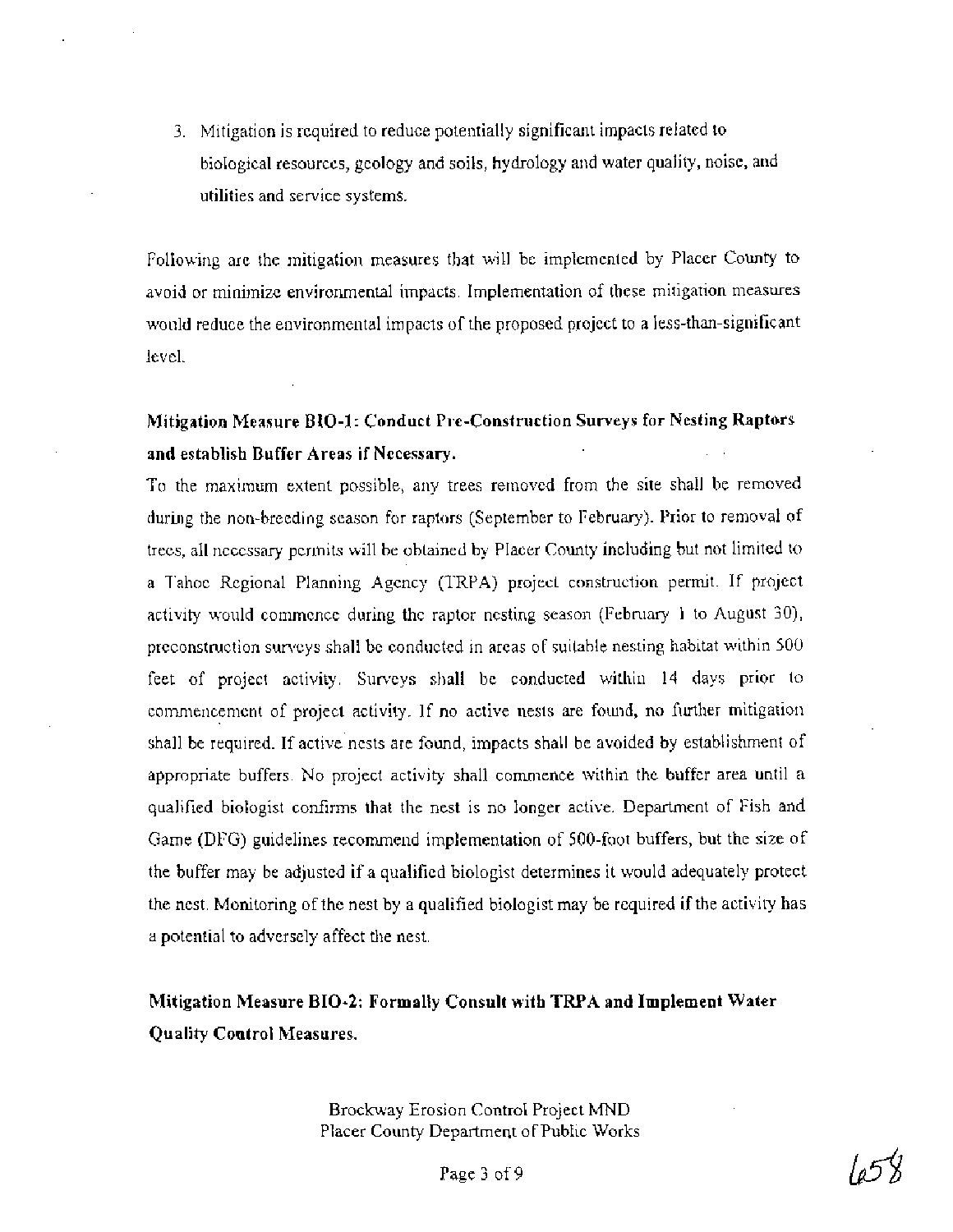3. Mitigation is required to reduce potentially significant impacts related to biological resources, geology and soils, hydrology and water quality, noise, and utilities and service systems.

Following are the mitigation measures that will be implemented by Placer County to avoid or minimize environmental impacts. Implementation of these mitigation measures would reduce the environmental impacts of the proposed project to a less-than-significant level.

**Mitigation Measure BIO-1: Conduct Pre-Construction Surveys for Nesting Raptors and establish Buffer Areas if Necessary.**

To the maximum extent possible, any trees removed from the site shall be removed during the non-breeding season for raptors (September to February). Prior to removal of trees, all necessary permits will be obtained by Placer County including but not limited to a Tahoe Regional Planning Agency (TRPA) project construction permit. If project activity would commence during the raptor nesting season (February 1 to August 30), preconstruction surveys shall be conducted in areas of suitable nesting habitat within 500 feet of project activity. Surveys shall be conducted within 14 days prior to commencement of project activity. If no active nests are found, no further mitigation shall be required. If active nests are found, impacts shall be avoided by establishment of appropriate buffers. No project activity shall commence within the buffer area until a qualified biologist confirms that the nest is no longer active. Department of Fish and Game (DFG) guidelines recommend implementation of 500-foot buffers, but the size of the buffer may be adjusted if a qualified biologist determines it would adequately protect the nest. Monitoring of the nest by a qualified biologist may be required if the activity has a potential to adversely affect the nest.

**Mitigation Measure BIO-2: Formally Consult with TRPA and Implement Water Quality Control Measures.**

Brockway Erosion Control Project MND
Placer County Department of Public Works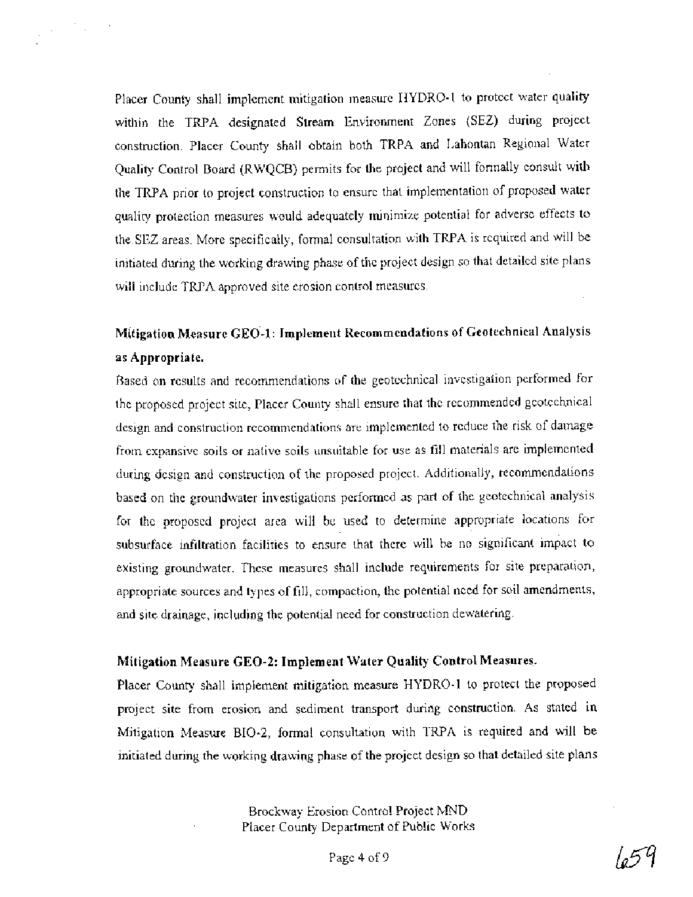Placer County shall implement mitigation measure HYDRO-1 to protect water quality within the TRPA designated Stream Environment Zones (SEZ) during project construction. Placer County shall obtain both TRPA and Lahontan Regional Water Quality Control Board (RWQCB) permits for the project and will formally consult with the TRPA prior to project construction to ensure that implementation of proposed water quality protection measures would adequately minimize potential for adverse effects to the SEZ areas. More specifically, formal consultation with TRPA is required and will be initiated during the working drawing phase of the project design so that detailed site plans will include TRPA approved site erosion control measures.

**Mitigation Measure GEO-1: Implement Recommendations of Geotechnical Analysis as Appropriate.**

Based on results and recommendations of the geotechnical investigation performed for the proposed project site, Placer County shall ensure that the recommended geotechnical design and construction recommendations are implemented to reduce the risk of damage from expansive soils or native soils unsuitable for use as fill materials are implemented during design and construction of the proposed project. Additionally, recommendations based on the groundwater investigations performed as part of the geotechnical analysis for the proposed project area will be used to determine appropriate locations for subsurface infiltration facilities to ensure that there will be no significant impact to existing groundwater. These measures shall include requirements for site preparation, appropriate sources and types of fill, compaction, the potential need for soil amendments, and site drainage, including the potential need for construction dewatering.

**Mitigation Measure GEO-2: Implement Water Quality Control Measures.**

Placer County shall implement mitigation measure HYDRO-1 to protect the proposed project site from erosion and sediment transport during construction. As stated in Mitigation Measure BIO-2, formal consultation with TRPA is required and will be initiated during the working drawing phase of the project design so that detailed site plans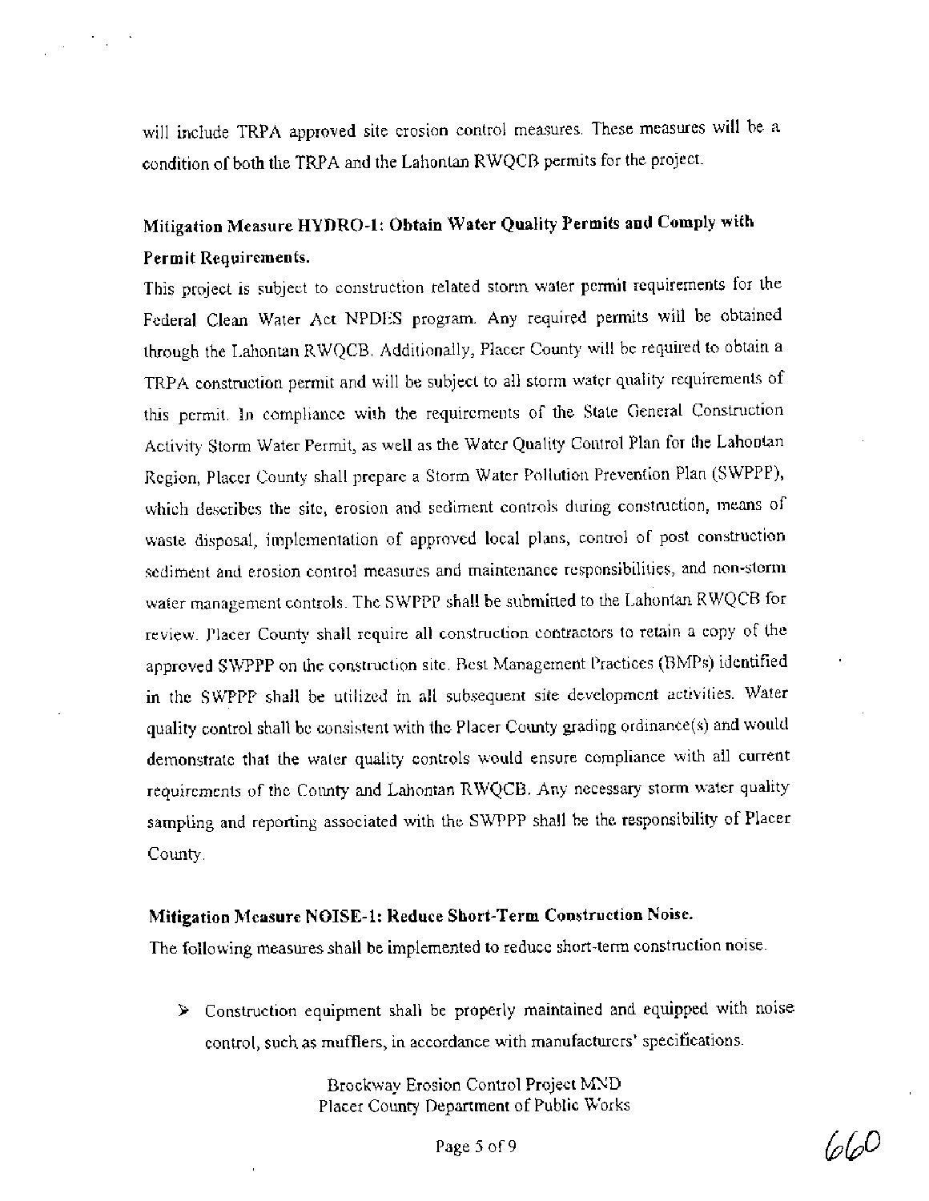will include TRPA approved site erosion control measures. These measures will be a condition of both the TRPA and the Lahontan RWQCB permits for the project.

## Mitigation Measure HYDRO-1: Obtain Water Quality Permits and Comply with Permit Requirements.

This project is subject to construction related storm water permit requirements for the Federal Clean Water Act NPDES program. Any required permits will be obtained through the Lahontan RWQCB. Additionally, Placer County will be required to obtain a TRPA construction permit and will be subject to all storm water quality requirements of this permit. In compliance with the requirements of the State General Construction Activity Storm Water Permit, as well as the Water Quality Control Plan for the Lahontan Region, Placer County shall prepare a Storm Water Pollution Prevention Plan (SWPPP), which describes the site, erosion and sediment controls during construction, means of waste disposal, implementation of approved local plans, control of post construction sediment and erosion control measures and maintenance responsibilities, and non-storm water management controls. The SWPPP shall be submitted to the Lahontan RWQCB for review. Placer County shall require all construction contractors to retain a copy of the approved SWPPP on the construction site. Best Management Practices (BMPs) identified in the SWPPP shall be utilized in all subsequent site development activities. Water quality control shall be consistent with the Placer County grading ordinance(s) and would demonstrate that the water quality controls would ensure compliance with all current requirements of the County and Lahontan RWQCB. Any necessary storm water quality sampling and reporting associated with the SWPPP shall be the responsibility of Placer County.

## Mitigation Measure NOISE-1: Reduce Short-Term Construction Noise.

The following measures shall be implemented to reduce short-term construction noise.

- Construction equipment shall be properly maintained and equipped with noise control, such as mufflers, in accordance with manufacturers' specifications.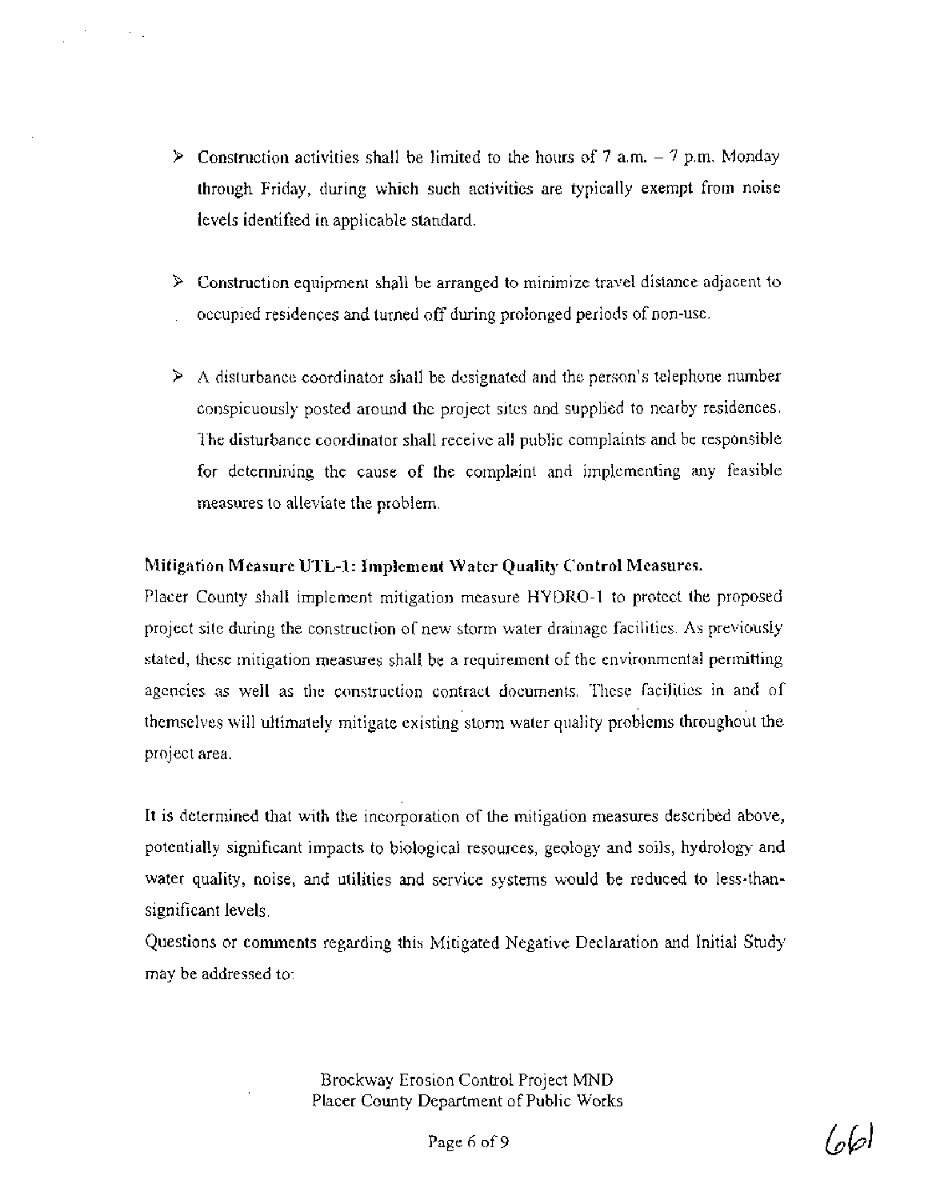- Construction activities shall be limited to the hours of 7 a.m. – 7 p.m. Monday through Friday, during which such activities are typically exempt from noise levels identified in applicable standard.

- Construction equipment shall be arranged to minimize travel distance adjacent to occupied residences and turned off during prolonged periods of non-use.

- A disturbance coordinator shall be designated and the person's telephone number conspicuously posted around the project sites and supplied to nearby residences. The disturbance coordinator shall receive all public complaints and be responsible for determining the cause of the complaint and implementing any feasible measures to alleviate the problem.

**Mitigation Measure UTL-1: Implement Water Quality Control Measures.**

Placer County shall implement mitigation measure HYDRO-1 to protect the proposed project site during the construction of new storm water drainage facilities. As previously stated, these mitigation measures shall be a requirement of the environmental permitting agencies as well as the construction contract documents. These facilities in and of themselves will ultimately mitigate existing storm water quality problems throughout the project area.

It is determined that with the incorporation of the mitigation measures described above, potentially significant impacts to biological resources, geology and soils, hydrology and water quality, noise, and utilities and service systems would be reduced to less-than-significant levels.

Questions or comments regarding this Mitigated Negative Declaration and Initial Study may be addressed to: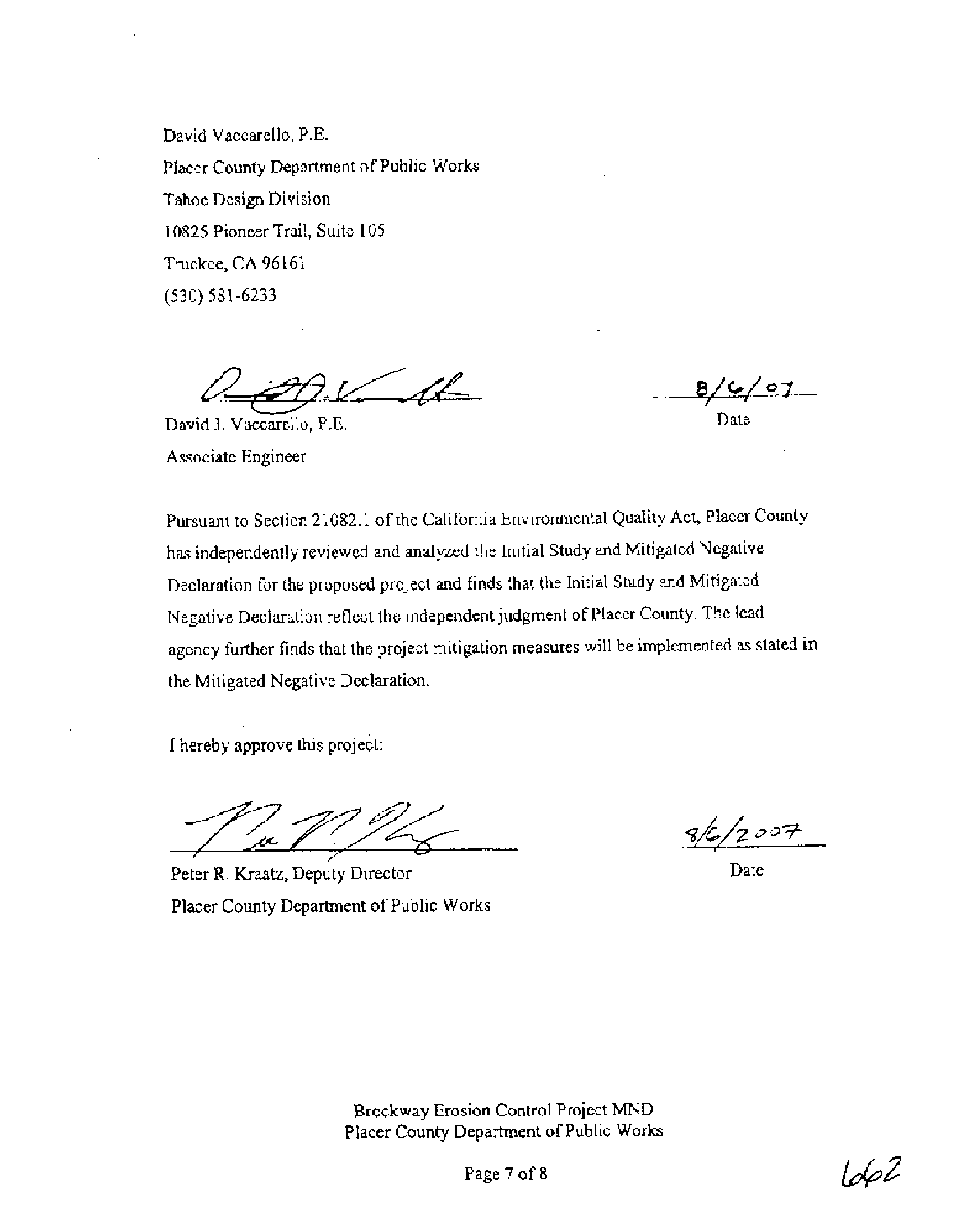David Vaccarello, P.E.
Placer County Department of Public Works
Tahoe Design Division
10825 Pioneer Trail, Suite 105
Truckee, CA 96161
(530) 581-6233

David J. Vaccarello, P.E.
Associate Engineer

8/6/07
Date

Pursuant to Section 21082.1 of the California Environmental Quality Act, Placer County has independently reviewed and analyzed the Initial Study and Mitigated Negative Declaration for the proposed project and finds that the Initial Study and Mitigated Negative Declaration reflect the independent judgment of Placer County. The lead agency further finds that the project mitigation measures will be implemented as stated in the Mitigated Negative Declaration.

I hereby approve this project:

Peter R. Kraatz, Deputy Director
Placer County Department of Public Works

8/6/2007
Date

Brockway Erosion Control Project MND
Placer County Department of Public Works

662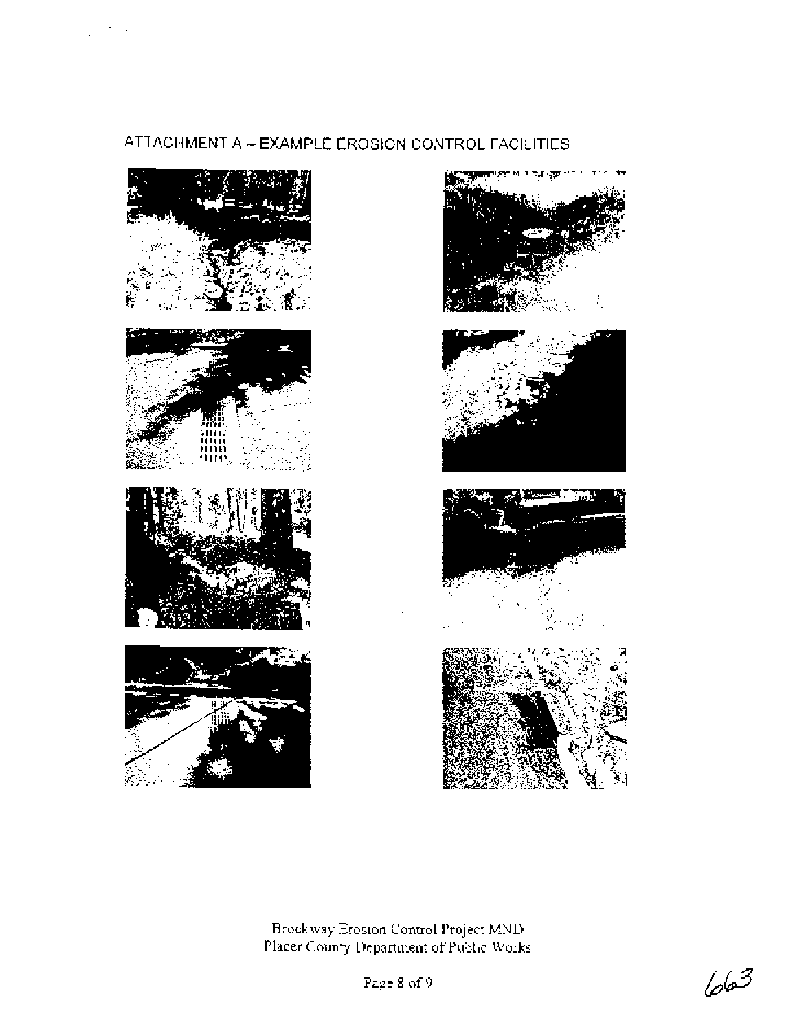## ATTACHMENT A – EXAMPLE EROSION CONTROL FACILITIES

Brockway Erosion Control Project MND
Placer County Department of Public Works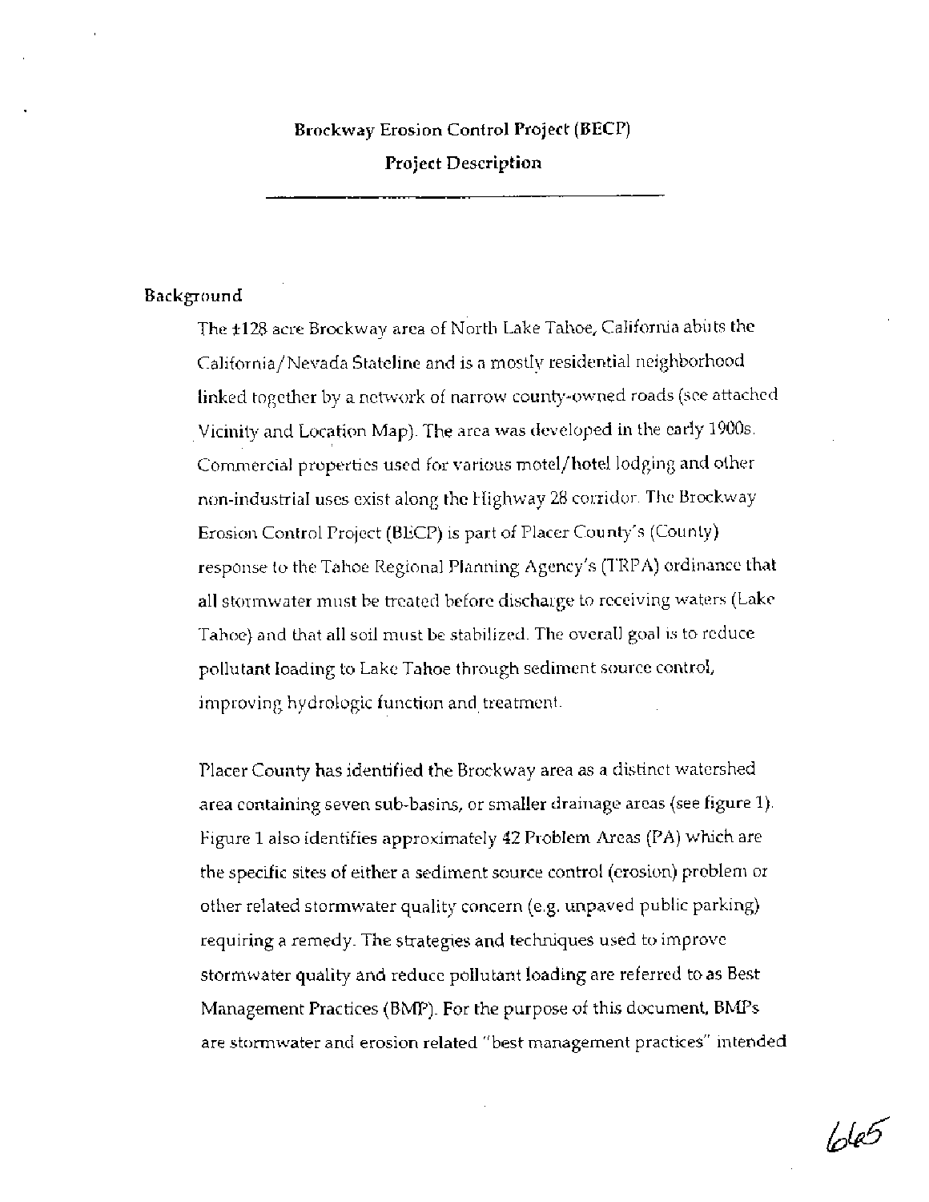**Brockway Erosion Control Project (BECP)**

**Project Description**

---

## Background

The ±128 acre Brockway area of North Lake Tahoe, California abuts the California/Nevada Stateline and is a mostly residential neighborhood linked together by a network of narrow county-owned roads (see attached Vicinity and Location Map). The area was developed in the early 1900s. Commercial properties used for various motel/hotel lodging and other non-industrial uses exist along the Highway 28 corridor. The Brockway Erosion Control Project (BECP) is part of Placer County's (County) response to the Tahoe Regional Planning Agency's (TRPA) ordinance that all stormwater must be treated before discharge to receiving waters (Lake Tahoe) and that all soil must be stabilized. The overall goal is to reduce pollutant loading to Lake Tahoe through sediment source control, improving hydrologic function and treatment.

Placer County has identified the Brockway area as a distinct watershed area containing seven sub-basins, or smaller drainage areas (see figure 1). Figure 1 also identifies approximately 42 Problem Areas (PA) which are the specific sites of either a sediment source control (erosion) problem or other related stormwater quality concern (e.g. unpaved public parking) requiring a remedy. The strategies and techniques used to improve stormwater quality and reduce pollutant loading are referred to as Best Management Practices (BMP). For the purpose of this document, BMPs are stormwater and erosion related "best management practices" intended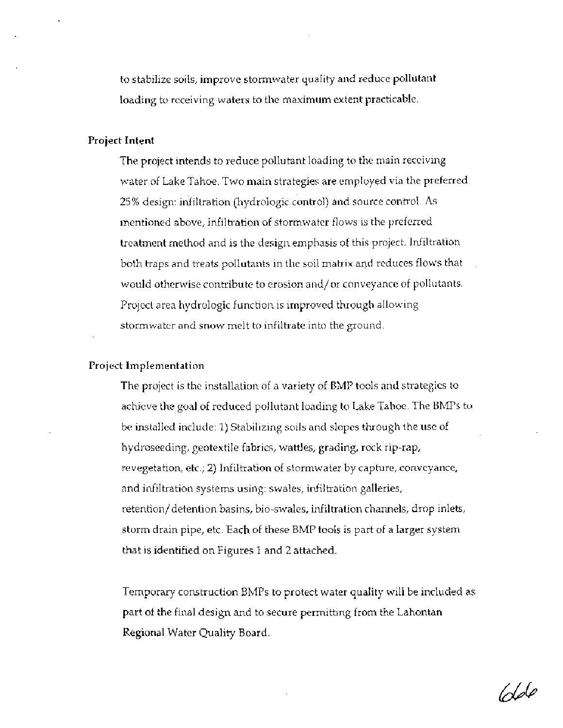to stabilize soils, improve stormwater quality and reduce pollutant loading to receiving waters to the maximum extent practicable.

**Project Intent**

The project intends to reduce pollutant loading to the main receiving water of Lake Tahoe. Two main strategies are employed via the preferred 25% design: infiltration (hydrologic control) and source control. As mentioned above, infiltration of stormwater flows is the preferred treatment method and is the design emphasis of this project. Infiltration both traps and treats pollutants in the soil matrix and reduces flows that would otherwise contribute to erosion and/or conveyance of pollutants. Project area hydrologic function is improved through allowing stormwater and snow melt to infiltrate into the ground.

**Project Implementation**

The project is the installation of a variety of BMP tools and strategies to achieve the goal of reduced pollutant loading to Lake Tahoe. The BMPs to be installed include: 1) Stabilizing soils and slopes through the use of hydroseeding, geotextile fabrics, wattles, grading, rock rip-rap, revegetation, etc.; 2) Infiltration of stormwater by capture, conveyance, and infiltration systems using: swales, infiltration galleries, retention/detention basins, bio-swales, infiltration channels, drop inlets, storm drain pipe, etc. Each of these BMP tools is part of a larger system that is identified on Figures 1 and 2 attached.

Temporary construction BMPs to protect water quality will be included as part of the final design and to secure permitting from the Lahontan Regional Water Quality Board.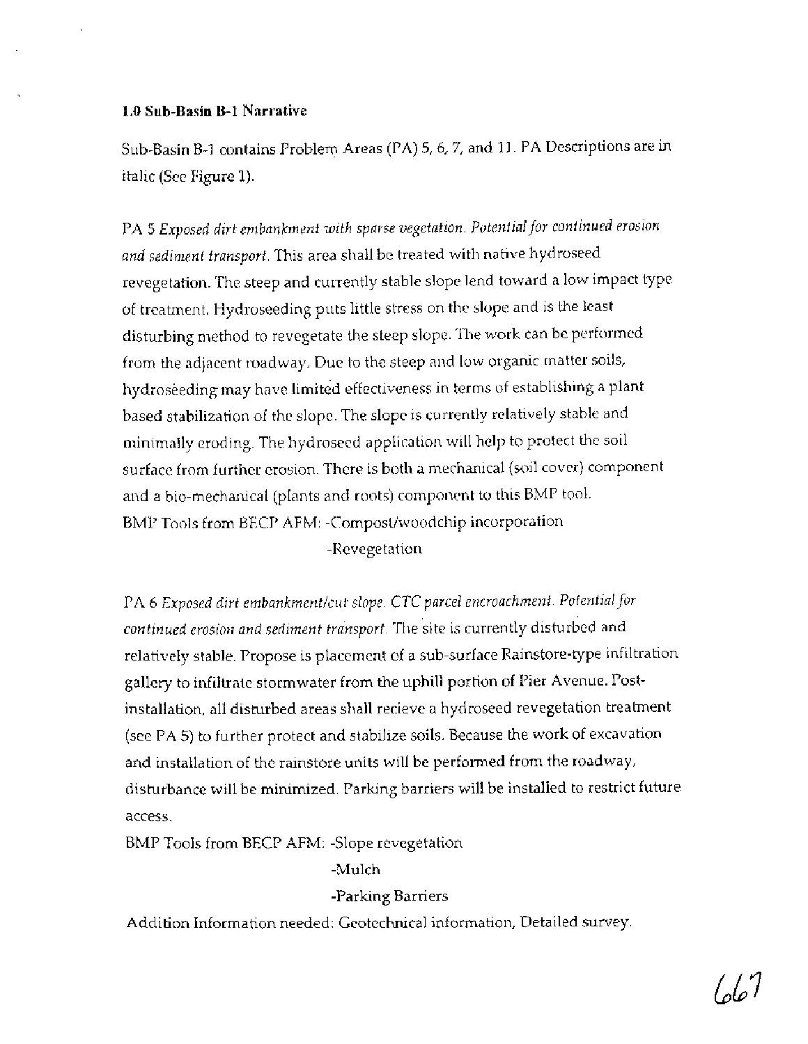**1.0 Sub-Basin B-1 Narrative**

Sub-Basin B-1 contains Problem Areas (PA) 5, 6, 7, and 11. PA Descriptions are in italic (See Figure 1).

PA 5 *Exposed dirt embankment with sparse vegetation. Potential for continued erosion and sediment transport.* This area shall be treated with native hydroseed revegetation. The steep and currently stable slope lend toward a low impact type of treatment. Hydroseeding puts little stress on the slope and is the least disturbing method to revegetate the steep slope. The work can be performed from the adjacent roadway. Due to the steep and low organic matter soils, hydroseeding may have limited effectiveness in terms of establishing a plant based stabilization of the slope. The slope is currently relatively stable and minimally eroding. The hydroseed application will help to protect the soil surface from further erosion. There is both a mechanical (soil cover) component and a bio-mechanical (plants and roots) component to this BMP tool.

BMP Tools from BECP AFM: -Compost/woodchip incorporation
-Revegetation

PA 6 *Exposed dirt embankment/cut slope. CTC parcel encroachment. Potential for continued erosion and sediment transport.* The site is currently disturbed and relatively stable. Propose is placement of a sub-surface Rainstore-type infiltration gallery to infiltrate stormwater from the uphill portion of Pier Avenue. Post-installation, all disturbed areas shall recieve a hydroseed revegetation treatment (see PA 5) to further protect and stabilize soils. Because the work of excavation and installation of the rainstore units will be performed from the roadway, disturbance will be minimized. Parking barriers will be installed to restrict future access.

BMP Tools from BECP AFM: -Slope revegetation
-Mulch
-Parking Barriers

Addition Information needed: Geotechnical information, Detailed survey.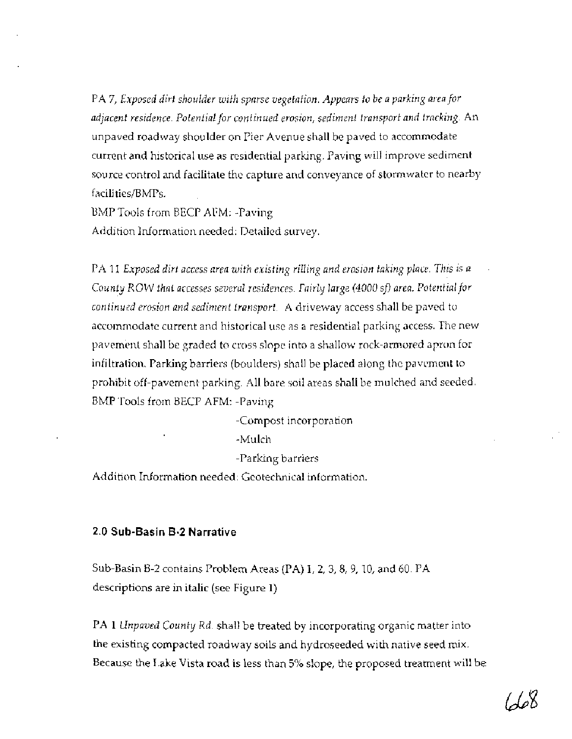PA 7, *Exposed dirt shoulder with sparse vegetation. Appears to be a parking area for adjacent residence. Potential for continued erosion, sediment transport and tracking.* An unpaved roadway shoulder on Pier Avenue shall be paved to accommodate current and historical use as residential parking. Paving will improve sediment source control and facilitate the capture and conveyance of stormwater to nearby facilities/BMPs.

BMP Tools from BECP AFM: -Paving

Addition Information needed: Detailed survey.

PA 11 *Exposed dirt access area with existing rilling and erosion taking place. This is a County ROW that accesses several residences. Fairly large (4000 sf) area. Potential for continued erosion and sediment transport.* A driveway access shall be paved to accommodate current and historical use as a residential parking access. The new pavement shall be graded to cross slope into a shallow rock-armored apron for infiltration. Parking barriers (boulders) shall be placed along the pavement to prohibit off-pavement parking. All bare soil areas shall be mulched and seeded.

BMP Tools from BECP AFM: -Paving

-Compost incorporation

-Mulch

-Parking barriers

Addition Information needed: Geotechnical information.

### 2.0 Sub-Basin B-2 Narrative

Sub-Basin B-2 contains Problem Areas (PA) 1, 2, 3, 8, 9, 10, and 60. PA descriptions are in italic (see Figure 1)

PA 1 *Unpaved County Rd.* shall be treated by incorporating organic matter into the existing compacted roadway soils and hydroseeded with native seed mix. Because the Lake Vista road is less than 5% slope, the proposed treatment will be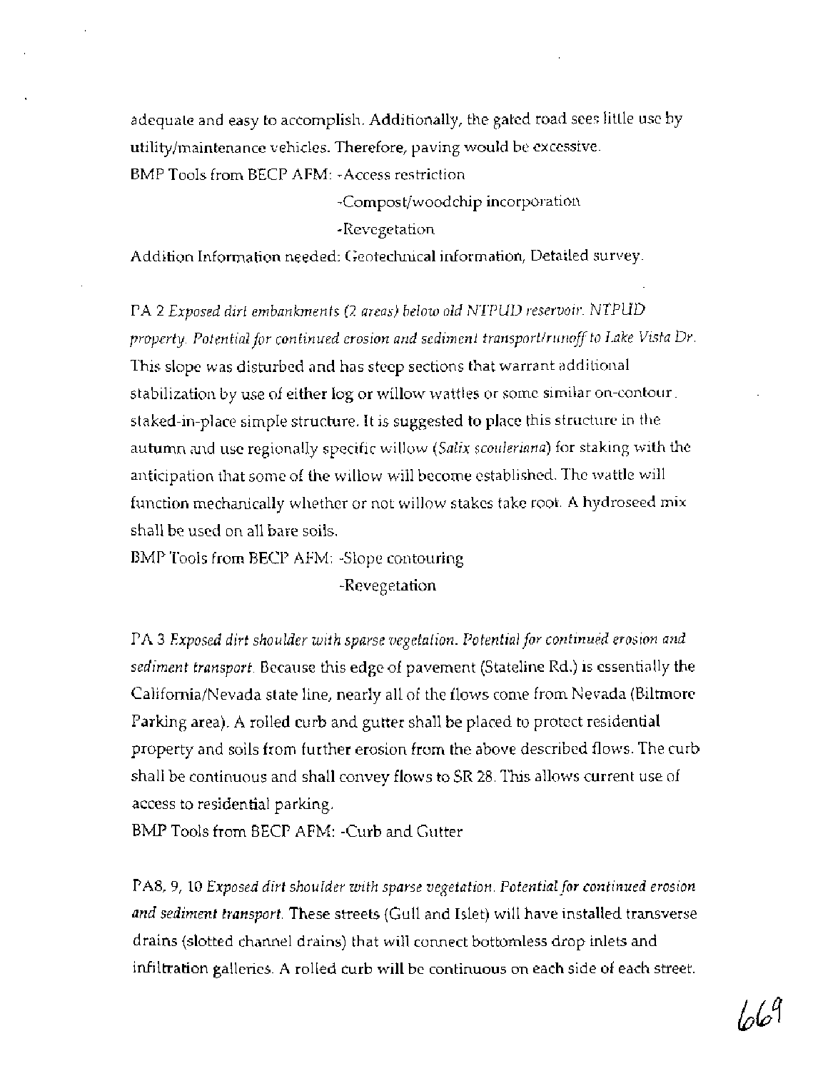adequate and easy to accomplish. Additionally, the gated road sees little use by utility/maintenance vehicles. Therefore, paving would be excessive.

BMP Tools from BECP AFM: -Access restriction

-Compost/woodchip incorporation

-Revegetation

Addition Information needed: Geotechnical information, Detailed survey.

PA 2 *Exposed dirt embankments (2 areas) below old NTPUD reservoir. NTPUD property. Potential for continued erosion and sediment transport/runoff to Lake Vista Dr.* This slope was disturbed and has steep sections that warrant additional stabilization by use of either log or willow wattles or some similar on-contour staked-in-place simple structure. It is suggested to place this structure in the autumn and use regionally specific willow (*Salix scouleriana*) for staking with the anticipation that some of the willow will become established. The wattle will function mechanically whether or not willow stakes take root. A hydroseed mix shall be used on all bare soils.

BMP Tools from BECP AFM: -Slope contouring

-Revegetation

PA 3 *Exposed dirt shoulder with sparse vegetation. Potential for continued erosion and sediment transport.* Because this edge of pavement (Stateline Rd.) is essentially the California/Nevada state line, nearly all of the flows come from Nevada (Biltmore Parking area). A rolled curb and gutter shall be placed to protect residential property and soils from further erosion from the above described flows. The curb shall be continuous and shall convey flows to SR 28. This allows current use of access to residential parking.

BMP Tools from BECP AFM: -Curb and Gutter

PA8, 9, 10 *Exposed dirt shoulder with sparse vegetation. Potential for continued erosion and sediment transport.* These streets (Gull and Islet) will have installed transverse drains (slotted channel drains) that will connect bottomless drop inlets and infiltration galleries. A rolled curb will be continuous on each side of each street.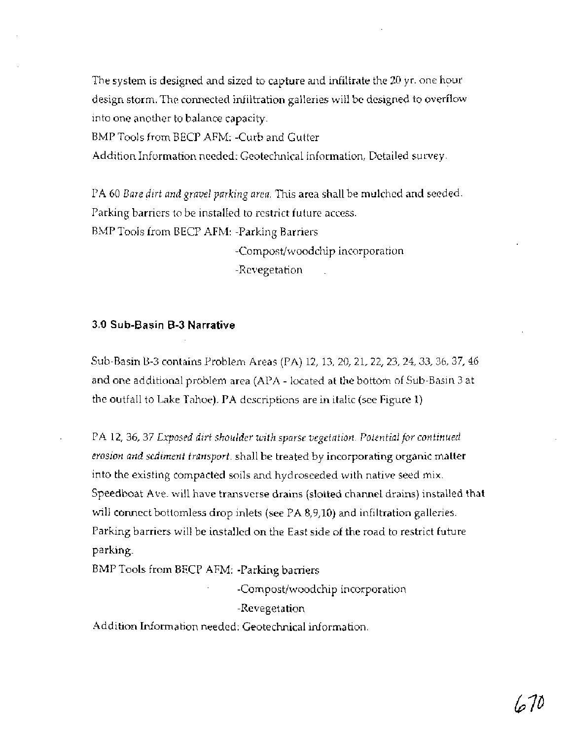The system is designed and sized to capture and infiltrate the 20 yr. one hour design storm. The connected infiltration galleries will be designed to overflow into one another to balance capacity.
BMP Tools from BECP AFM: -Curb and Gutter
Addition Information needed: Geotechnical information, Detailed survey.

PA 60 *Bare dirt and gravel parking area.* This area shall be mulched and seeded. Parking barriers to be installed to restrict future access.
BMP Tools from BECP AFM: -Parking Barriers
-Compost/woodchip incorporation
-Revegetation

### 3.0 Sub-Basin B-3 Narrative

Sub-Basin B-3 contains Problem Areas (PA) 12, 13, 20, 21, 22, 23, 24, 33, 36, 37, 46 and one additional problem area (APA - located at the bottom of Sub-Basin 3 at the outfall to Lake Tahoe). PA descriptions are in italic (see Figure 1)

PA 12, 36, 37 *Exposed dirt shoulder with sparse vegetation. Potential for continued erosion and sediment transport.* shall be treated by incorporating organic matter into the existing compacted soils and hydroseeded with native seed mix. Speedboat Ave. will have transverse drains (slotted channel drains) installed that will connect bottomless drop inlets (see PA 8,9,10) and infiltration galleries. Parking barriers will be installed on the East side of the road to restrict future parking.
BMP Tools from BECP AFM: -Parking barriers
-Compost/woodchip incorporation
-Revegetation
Addition Information needed: Geotechnical information.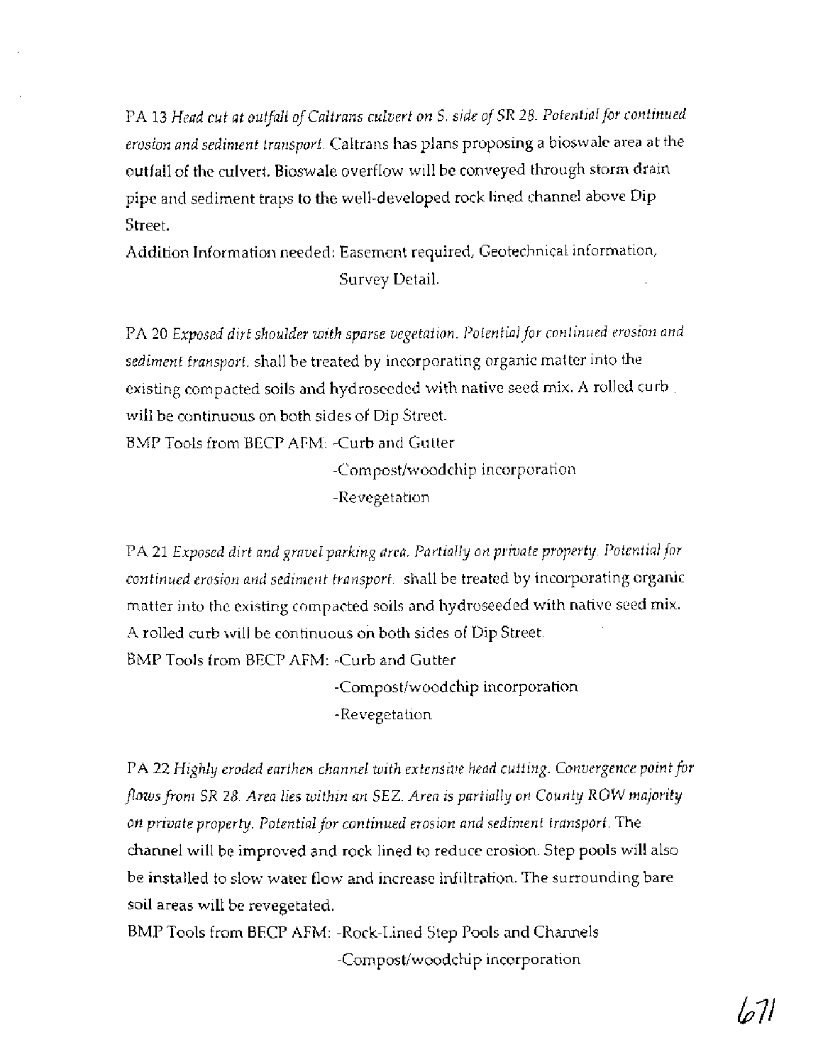PA 13 *Head cut at outfall of Caltrans culvert on S. side of SR 28. Potential for continued erosion and sediment transport.* Caltrans has plans proposing a bioswale area at the outfall of the culvert. Bioswale overflow will be conveyed through storm drain pipe and sediment traps to the well-developed rock lined channel above Dip Street.

Addition Information needed: Easement required, Geotechnical information, Survey Detail.

PA 20 *Exposed dirt shoulder with sparse vegetation. Potential for continued erosion and sediment transport.* shall be treated by incorporating organic matter into the existing compacted soils and hydroseeded with native seed mix. A rolled curb will be continuous on both sides of Dip Street.

BMP Tools from BECP AFM: -Curb and Gutter
-Compost/woodchip incorporation
-Revegetation

PA 21 *Exposed dirt and gravel parking area. Partially on private property. Potential for continued erosion and sediment transport.* shall be treated by incorporating organic matter into the existing compacted soils and hydroseeded with native seed mix. A rolled curb will be continuous on both sides of Dip Street.

BMP Tools from BECP AFM: -Curb and Gutter
-Compost/woodchip incorporation
-Revegetation

PA 22 *Highly eroded earthen channel with extensive head cutting. Convergence point for flows from SR 28. Area lies within an SEZ. Area is partially on County ROW majority on private property. Potential for continued erosion and sediment transport.* The channel will be improved and rock lined to reduce erosion. Step pools will also be installed to slow water flow and increase infiltration. The surrounding bare soil areas will be revegetated.

BMP Tools from BECP AFM: -Rock-Lined Step Pools and Channels
-Compost/woodchip incorporation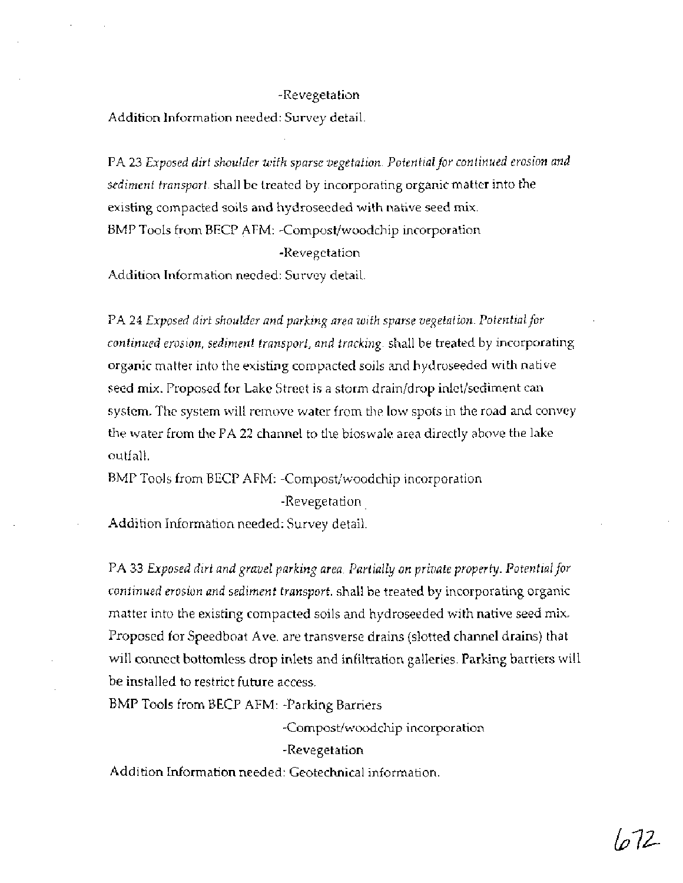-Revegetation

Addition Information needed: Survey detail.

PA 23 *Exposed dirt shoulder with sparse vegetation. Potential for continued erosion and sediment transport.* shall be treated by incorporating organic matter into the existing compacted soils and hydroseeded with native seed mix.

BMP Tools from BECP AFM: -Compost/woodchip incorporation

-Revegetation

Addition Information needed: Survey detail.

PA 24 *Exposed dirt shoulder and parking area with sparse vegetation. Potential for continued erosion, sediment transport, and tracking.* shall be treated by incorporating organic matter into the existing compacted soils and hydroseeded with native seed mix. Proposed for Lake Street is a storm drain/drop inlet/sediment can system. The system will remove water from the low spots in the road and convey the water from the PA 22 channel to the bioswale area directly above the lake outfall.

BMP Tools from BECP AFM: -Compost/woodchip incorporation

-Revegetation

Addition Information needed: Survey detail.

PA 33 *Exposed dirt and gravel parking area. Partially on private property. Potential for continued erosion and sediment transport.* shall be treated by incorporating organic matter into the existing compacted soils and hydroseeded with native seed mix. Proposed for Speedboat Ave. are transverse drains (slotted channel drains) that will connect bottomless drop inlets and infiltration galleries. Parking barriers will be installed to restrict future access.

BMP Tools from BECP AFM: -Parking Barriers

-Compost/woodchip incorporation

-Revegetation

Addition Information needed: Geotechnical information.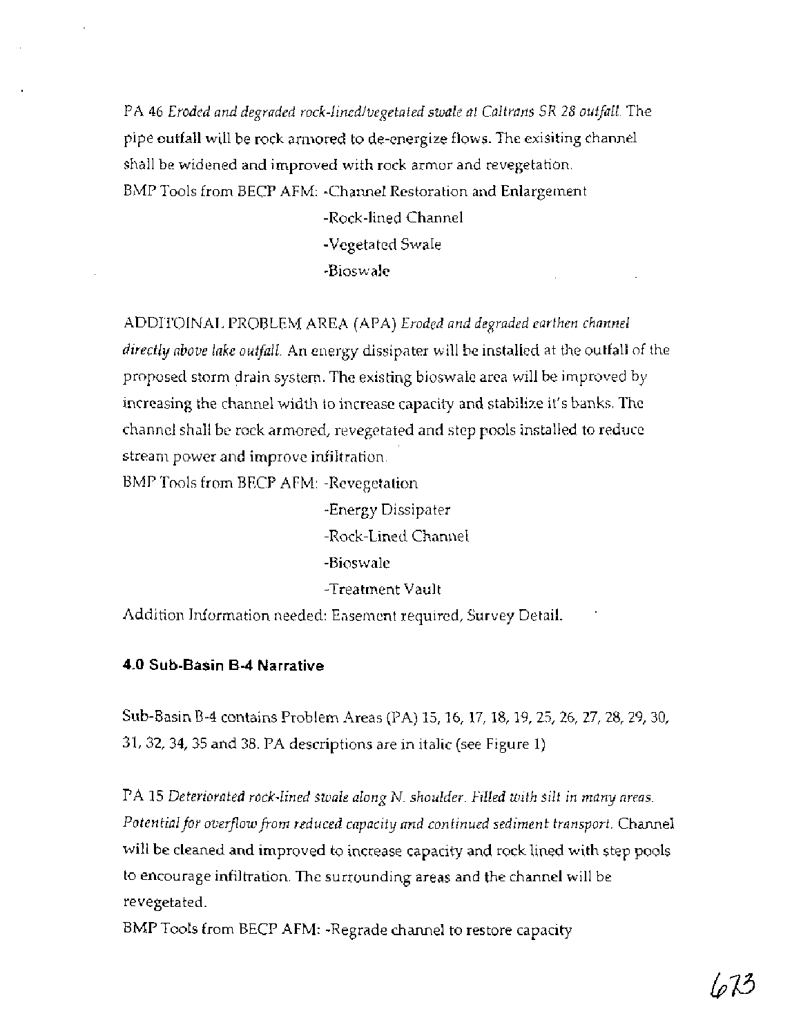PA 46 *Eroded and degraded rock-lined/vegetated swale at Caltrans SR 28 outfall.* The pipe outfall will be rock armored to de-energize flows. The exisiting channel shall be widened and improved with rock armor and revegetation.

BMP Tools from BECP AFM: -Channel Restoration and Enlargement
- Rock-lined Channel
- Vegetated Swale
- Bioswale

ADDITOINAL PROBLEM AREA (APA) *Eroded and degraded earthen channel directly above lake outfall.* An energy dissipater will be installed at the outfall of the proposed storm drain system. The existing bioswale area will be improved by increasing the channel width to increase capacity and stabilize it's banks. The channel shall be rock armored, revegetated and step pools installed to reduce stream power and improve infiltration.

BMP Tools from BECP AFM: -Revegetation
- Energy Dissipater
- Rock-Lined Channel
- Bioswale
- Treatment Vault

Addition Information needed: Easement required, Survey Detail.

#### 4.0 Sub-Basin B-4 Narrative

Sub-Basin B-4 contains Problem Areas (PA) 15, 16, 17, 18, 19, 25, 26, 27, 28, 29, 30, 31, 32, 34, 35 and 38. PA descriptions are in italic (see Figure 1)

PA 15 *Deteriorated rock-lined swale along N. shoulder. Filled with silt in many areas. Potential for overflow from reduced capacity and continued sediment transport.* Channel will be cleaned and improved to increase capacity and rock lined with step pools to encourage infiltration. The surrounding areas and the channel will be revegetated.

BMP Tools from BECP AFM: -Regrade channel to restore capacity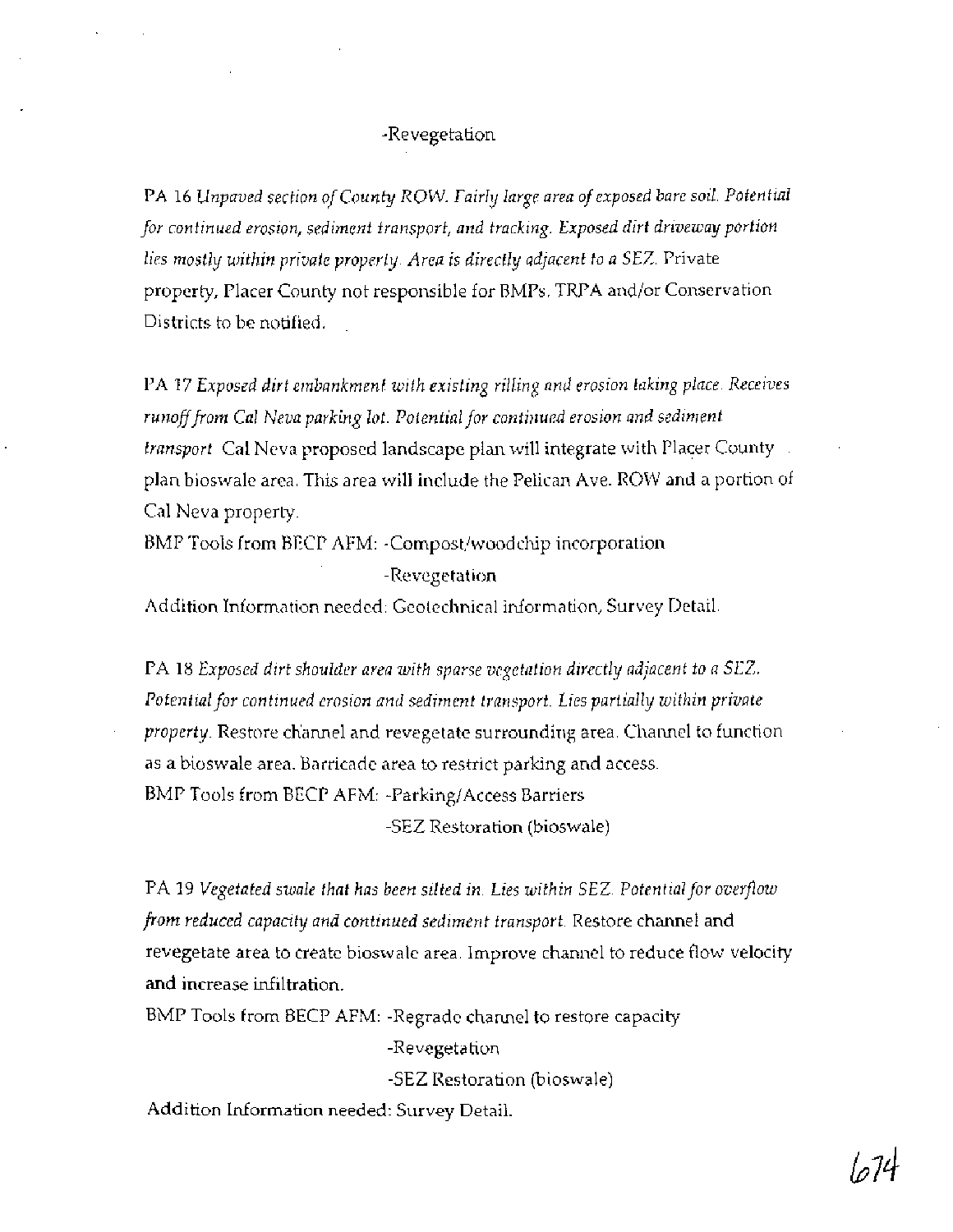-Revegetation

PA 16 *Unpaved section of County ROW. Fairly large area of exposed bare soil. Potential for continued erosion, sediment transport, and tracking. Exposed dirt driveway portion lies mostly within private property. Area is directly adjacent to a SEZ.* Private property, Placer County not responsible for BMPs. TRPA and/or Conservation Districts to be notified.

PA 17 *Exposed dirt embankment with existing rilling and erosion taking place. Receives runoff from Cal Neva parking lot. Potential for continued erosion and sediment transport* Cal Neva proposed landscape plan will integrate with Placer County plan bioswale area. This area will include the Pelican Ave. ROW and a portion of Cal Neva property.

BMP Tools from BECP AFM: -Compost/woodchip incorporation
-Revegetation

Addition Information needed: Geotechnical information, Survey Detail.

PA 18 *Exposed dirt shoulder area with sparse vegetation directly adjacent to a SEZ. Potential for continued erosion and sediment transport. Lies partially within private property.* Restore channel and revegetate surrounding area. Channel to function as a bioswale area. Barricade area to restrict parking and access.

BMP Tools from BECP AFM: -Parking/Access Barriers
-SEZ Restoration (bioswale)

PA 19 *Vegetated swale that has been silted in. Lies within SEZ. Potential for overflow from reduced capacity and continued sediment transport.* Restore channel and revegetate area to create bioswale area. Improve channel to reduce flow velocity and increase infiltration.

BMP Tools from BECP AFM: -Regrade channel to restore capacity
-Revegetation
-SEZ Restoration (bioswale)

Addition Information needed: Survey Detail.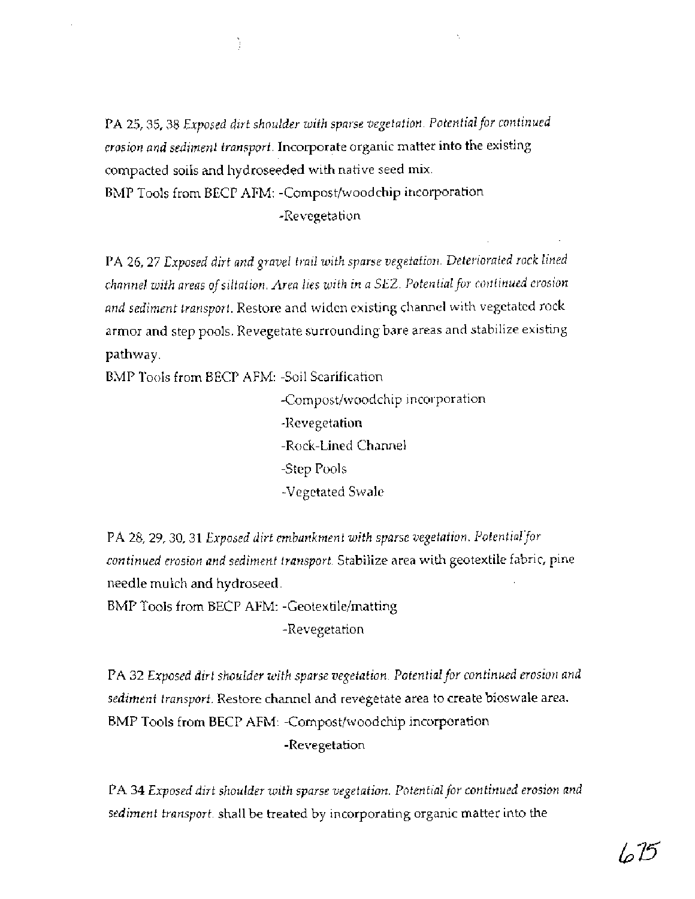PA 25, 35, 38 *Exposed dirt shoulder with sparse vegetation. Potential for continued erosion and sediment transport.* Incorporate organic matter into the existing compacted soils and hydroseeded with native seed mix.

BMP Tools from BECP AFM: -Compost/woodchip incorporation
-Revegetation

PA 26, 27 *Exposed dirt and gravel trail with sparse vegetation. Deteriorated rock lined channel with areas of siltation. Area lies with in a SEZ. Potential for continued erosion and sediment transport.* Restore and widen existing channel with vegetated rock armor and step pools. Revegetate surrounding bare areas and stabilize existing pathway.

BMP Tools from BECP AFM: -Soil Scarification
-Compost/woodchip incorporation
-Revegetation
-Rock-Lined Channel
-Step Pools
-Vegetated Swale

PA 28, 29, 30, 31 *Exposed dirt embankment with sparse vegetation. Potential for continued erosion and sediment transport.* Stabilize area with geotextile fabric, pine needle mulch and hydroseed.

BMP Tools from BECP AFM: -Geotextile/matting
-Revegetation

PA 32 *Exposed dirt shoulder with sparse vegetation. Potential for continued erosion and sediment transport.* Restore channel and revegetate area to create bioswale area.

BMP Tools from BECP AFM: -Compost/woodchip incorporation
-Revegetation

PA 34 *Exposed dirt shoulder with sparse vegetation. Potential for continued erosion and sediment transport.* shall be treated by incorporating organic matter into the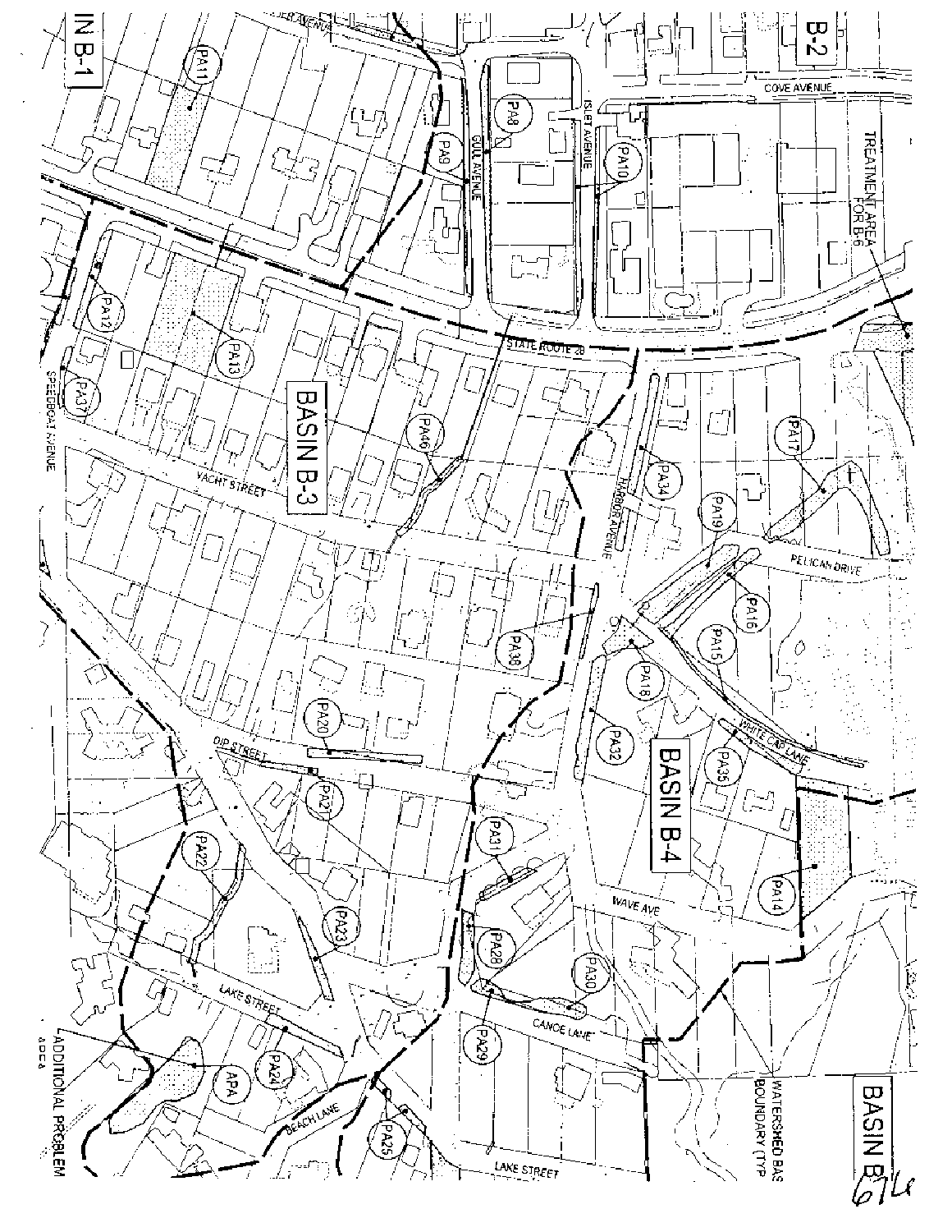IN B-1

B-2

BASIN B-3

BASIN B-4

BASIN B

TREATMENT AREA FOR B-6

WATERSHED BASIN BOUNDARY (TYP)

ADDITIONAL PROBLEM AREA

COVE AVENUE

ISLET AVENUE

GULL AVENUE

STATE ROUTE 28

SPEEDBOAT AVENUE

YACHT STREET

HARBOR AVENUE

PELICAN DRIVE

WHITE CAP LANE

DIP STREET

WAVE AVE

LAKE STREET

CANOE LANE

BEACH LANE

PA8, PA9, PA10, PA11, PA12, PA13, PA14, PA15, PA16, PA17, PA18, PA19, PA20, PA21, PA22, PA23, PA24, PA25, PA28, PA29, PA30, PA31, PA32, PA34, PA35, PA37, PA39, PA40, APA

67le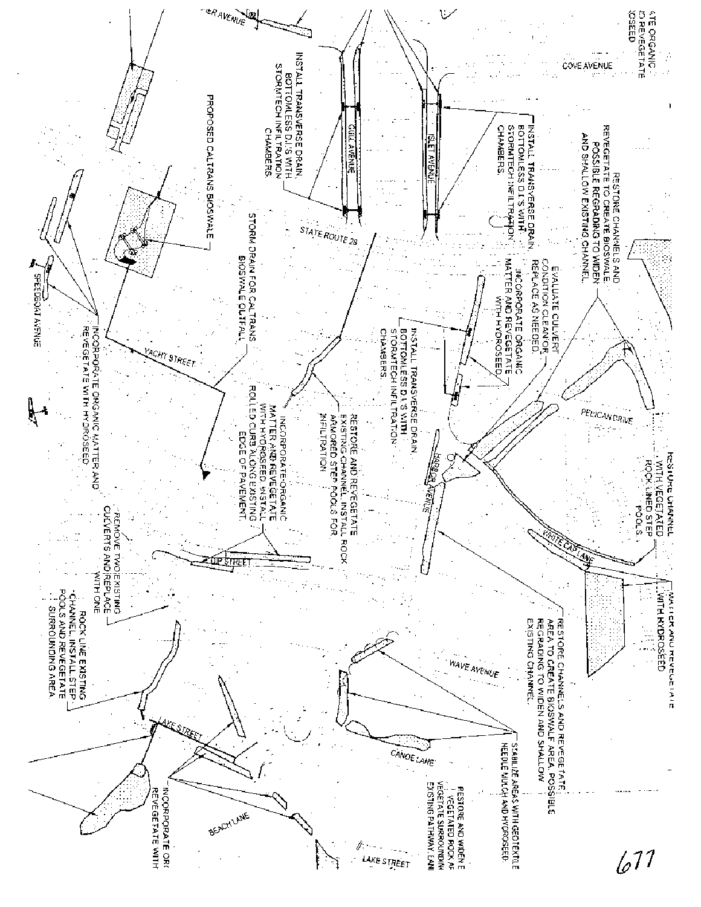ATE ORGANIC
D REVEGETATE
OSEED

COVE AVENUE

...IER AVENUE

INSTALL TRANSVERSE DRAIN, BOTTOMLESS D.I.'S WITH STORMTECH INFILTRATION CHAMBERS

GULL AVENUE

ISLET AVENUE

INSTALL TRANSVERSE DRAIN, BOTTOMLESS D.I.'S WITH STORMTECH INFILTRATION CHAMBERS.

RESTORE CHANNELS AND REVEGETATE TO CREATE BIOSWALE. POSSIBLE REGRADING TO WIDEN AND SHALLOW EXISTING CHANNEL.

PROPOSED CALTRANS BIOSWALE

STATE ROUTE 28

STORM DRAIN FOR CALTRANS BIOSWALE OUTFALL

EVALUATE CULVERT CONDITION CLEAN OR REPLACE AS NEEDED.

INCORPORATE ORGANIC MATTER AND REVEGETATE WITH HYDROSEED.

INSTALL TRANSVERSE DRAIN, BOTTOMLESS D.I.'S WITH STORMTECH INFILTRATION CHAMBERS.

SPEEDBOAT AVENUE

INCORPORATE ORGANIC MATTER AND REVEGETATE WITH HYDROSEED.

YACHT STREET

RESTORE AND REVEGETATE EXISTING CHANNEL. INSTALL ROCK ARMORED STEP POOLS FOR INFILTRATION.

INCORPORATE ORGANIC MATTER AND REVEGETATE WITH HYDROSEED. INSTALL ROLLED CURB ALONG EXISTING EDGE OF PAVEMENT.

PELICAN DRIVE

RESTORE CHANNEL WITH VEGETATED ROCK LINED STEP POOLS.

HARBOR AVENUE

WHITE CAP LANE

MATTER AND REVEGETATE WITH HYDROSEED

SHIP STREET

REMOVE TWO EXISTING CULVERTS AND REPLACE WITH ONE

ROCK LINE EXISTING CHANNEL INSTALL STEP POOLS AND REVEGETATE SURROUNDING AREA

RESTORE CHANNELS AND REVEGETATE AREA TO CREATE BIOSWALE AREA. POSSIBLE REGRADING TO WIDEN AND SHALLOW EXISTING CHANNEL.

WAVE AVENUE

CANOE LANE

STABILIZE AREAS WITH GEOTEXTILE NEEDLE MULCH AND HYDROSEED

RESTORE AND WIDEN E... VEGETATED ROCK A... VEGETATE SURROUNDIN... EXISTING PATHWAY EAN...

LAKE STREET

BEACH LANE

INCORPORATE OR... REVEGETATE WITH

LAKE STREET

677